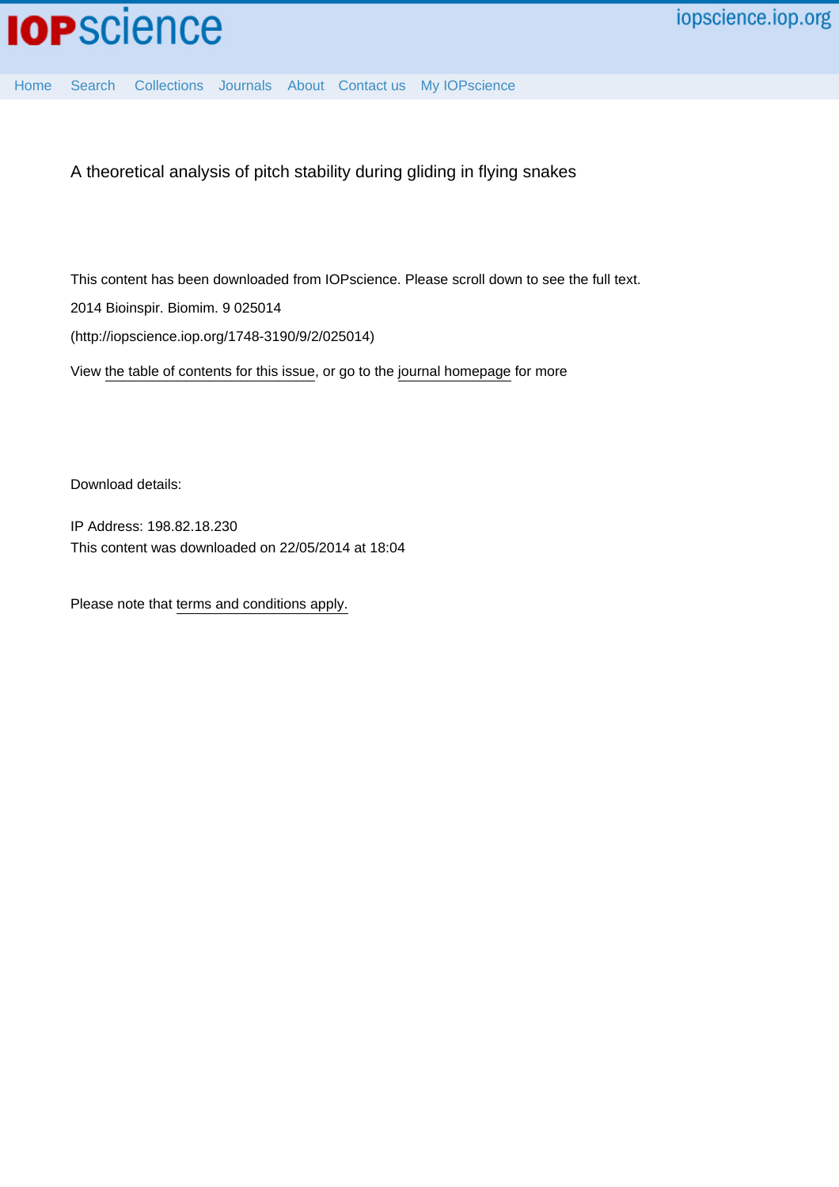A theoretical analysis of pitch stability during gliding in flying snakes

This content has been downloaded from IOPscience. Please scroll down to see the full text.

2014 Bioinspir. Biomim. 9 025014

(http://iopscience.iop.org/1748-3190/9/2/025014)

View the table of contents for this issue, or go to the journal homepage for more

Download details:

IP Address: 198.82.18.230

This content was downloaded on 22/05/2014 at 18:04

Please note that terms and conditions apply.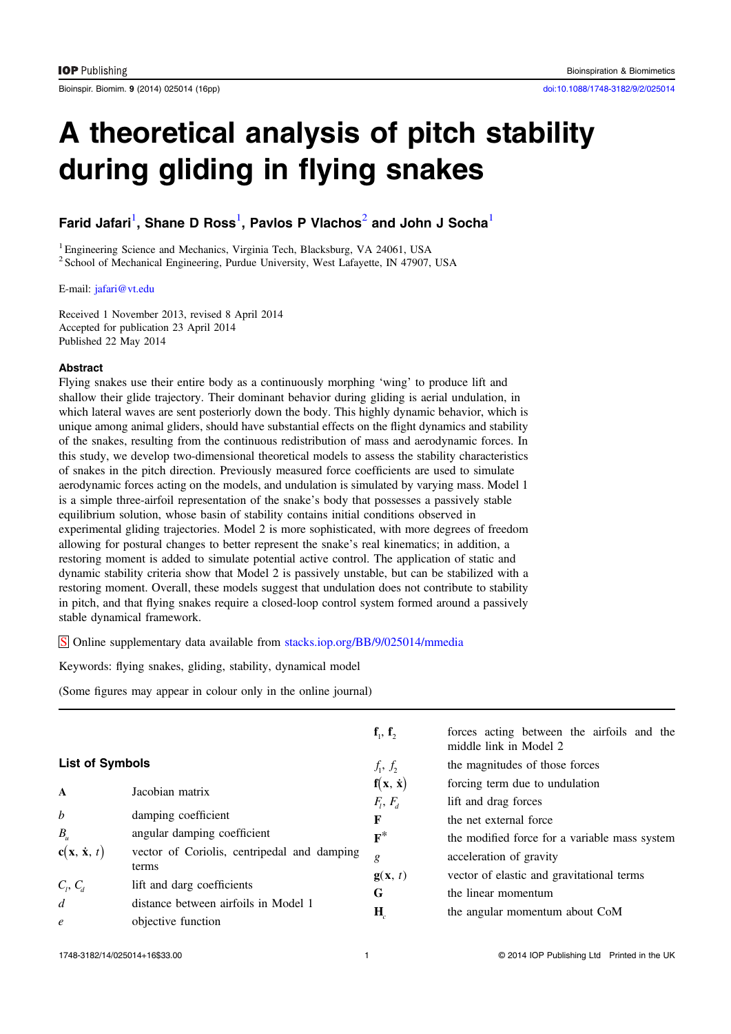# A theoretical analysis of pitch stability during gliding in flying snakes

**Farid Jafari**[1], **Shane D Ross**[1], **Pavlos P Vlachos**[2] **and John J Socha**[1]

[1] Engineering Science and Mechanics, Virginia Tech, Blacksburg, VA 24061, USA
[2] School of Mechanical Engineering, Purdue University, West Lafayette, IN 47907, USA

E-mail: jafari@vt.edu

Received 1 November 2013, revised 8 April 2014
Accepted for publication 23 April 2014
Published 22 May 2014

### Abstract

Flying snakes use their entire body as a continuously morphing 'wing' to produce lift and shallow their glide trajectory. Their dominant behavior during gliding is aerial undulation, in which lateral waves are sent posteriorly down the body. This highly dynamic behavior, which is unique among animal gliders, should have substantial effects on the flight dynamics and stability of the snakes, resulting from the continuous redistribution of mass and aerodynamic forces. In this study, we develop two-dimensional theoretical models to assess the stability characteristics of snakes in the pitch direction. Previously measured force coefficients are used to simulate aerodynamic forces acting on the models, and undulation is simulated by varying mass. Model 1 is a simple three-airfoil representation of the snake's body that possesses a passively stable equilibrium solution, whose basin of stability contains initial conditions observed in experimental gliding trajectories. Model 2 is more sophisticated, with more degrees of freedom allowing for postural changes to better represent the snake's real kinematics; in addition, a restoring moment is added to simulate potential active control. The application of static and dynamic stability criteria show that Model 2 is passively unstable, but can be stabilized with a restoring moment. Overall, these models suggest that undulation does not contribute to stability in pitch, and that flying snakes require a closed-loop control system formed around a passively stable dynamical framework.

S Online supplementary data available from stacks.iop.org/BB/9/025014/mmedia

Keywords: flying snakes, gliding, stability, dynamical model

(Some figures may appear in colour only in the online journal)

### List of Symbols

| Symbol | Description |
|---|---|
| $\mathbf{A}$ | Jacobian matrix |
| $b$ | damping coefficient |
| $B_a$ | angular damping coefficient |
| $\mathbf{c}(\mathbf{x}, \dot{\mathbf{x}}, t)$ | vector of Coriolis, centripedal and damping terms |
| $C_l$, $C_d$ | lift and darg coefficients |
| $d$ | distance between airfoils in Model 1 |
| $e$ | objective function |
| $\mathbf{f}_1$, $\mathbf{f}_2$ | forces acting between the airfoils and the middle link in Model 2 |
| $f_1$, $f_2$ | the magnitudes of those forces |
| $\mathbf{f}(\mathbf{x}, \dot{\mathbf{x}})$ | forcing term due to undulation |
| $F_l$, $F_d$ | lift and drag forces |
| $\mathbf{F}$ | the net external force |
| $\mathbf{F}^*$ | the modified force for a variable mass system |
| $g$ | acceleration of gravity |
| $\mathbf{g}(\mathbf{x}, t)$ | vector of elastic and gravitational terms |
| $\mathbf{G}$ | the linear momentum |
| $\mathbf{H}_c$ | the angular momentum about CoM |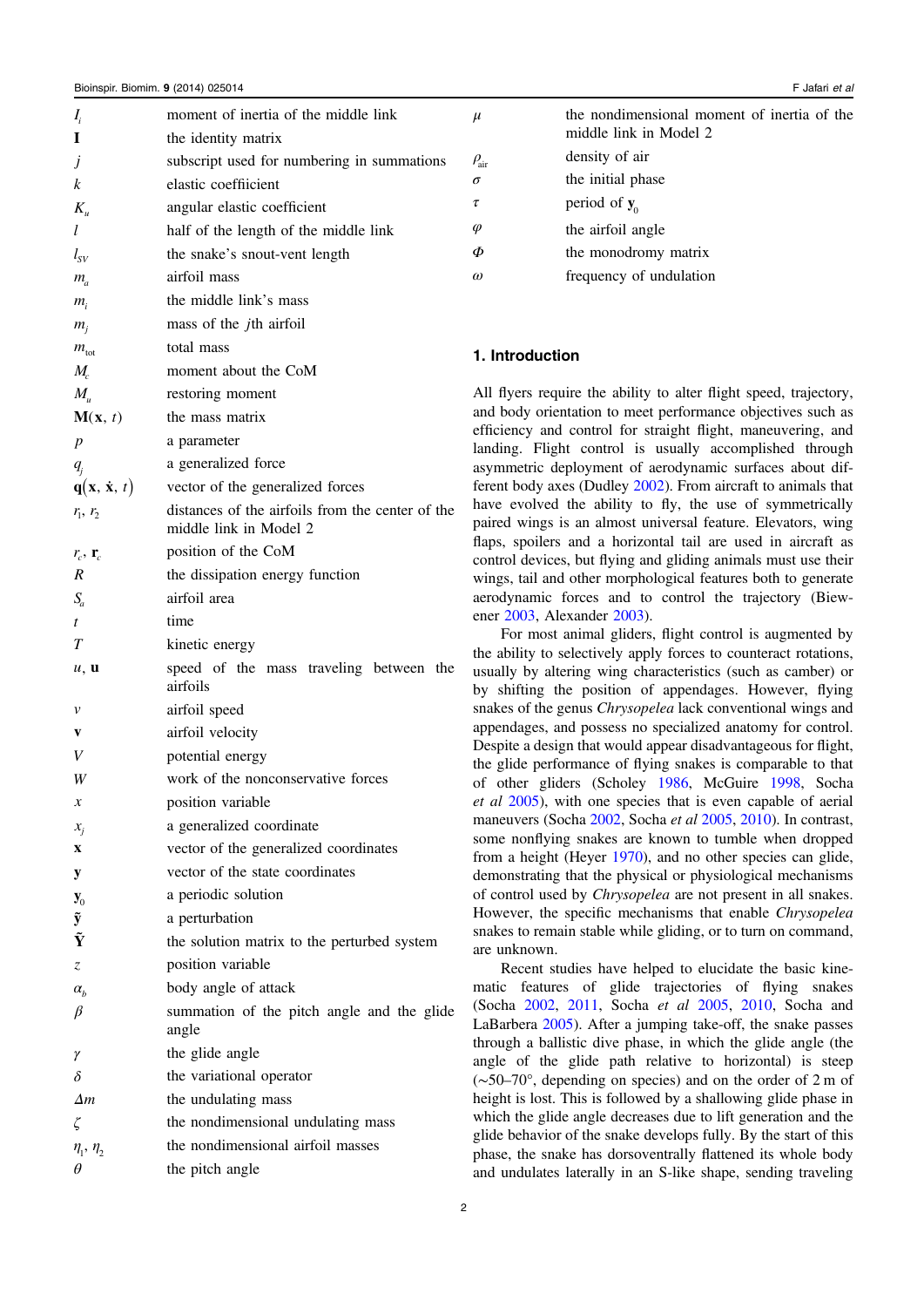| | |
|---|---|
| $I_i$ | moment of inertia of the middle link |
| $\mathbf{I}$ | the identity matrix |
| $j$ | subscript used for numbering in summations |
| $k$ | elastic coefficient |
| $K_u$ | angular elastic coefficient |
| $l$ | half of the length of the middle link |
| $l_{SV}$ | the snake's snout-vent length |
| $m_a$ | airfoil mass |
| $m_i$ | the middle link's mass |
| $m_j$ | mass of the $j$th airfoil |
| $m_{\text{tot}}$ | total mass |
| $M_c$ | moment about the CoM |
| $M_u$ | restoring moment |
| $\mathbf{M}(\mathbf{x}, t)$ | the mass matrix |
| $p$ | a parameter |
| $q_j$ | a generalized force |
| $\mathbf{q}(\mathbf{x}, \dot{\mathbf{x}}, t)$ | vector of the generalized forces |
| $r_1$, $r_2$ | distances of the airfoils from the center of the middle link in Model 2 |
| $r_c$, $\mathbf{r}_c$ | position of the CoM |
| $R$ | the dissipation energy function |
| $S_a$ | airfoil area |
| $t$ | time |
| $T$ | kinetic energy |
| $u$, $\mathbf{u}$ | speed of the mass traveling between the airfoils |
| $v$ | airfoil speed |
| $\mathbf{v}$ | airfoil velocity |
| $V$ | potential energy |
| $W$ | work of the nonconservative forces |
| $x$ | position variable |
| $x_j$ | a generalized coordinate |
| $\mathbf{x}$ | vector of the generalized coordinates |
| $\mathbf{y}$ | vector of the state coordinates |
| $\mathbf{y}_0$ | a periodic solution |
| $\tilde{\mathbf{y}}$ | a perturbation |
| $\tilde{\mathbf{Y}}$ | the solution matrix to the perturbed system |
| $z$ | position variable |
| $\alpha_b$ | body angle of attack |
| $\beta$ | summation of the pitch angle and the glide angle |
| $\gamma$ | the glide angle |
| $\delta$ | the variational operator |
| $\Delta m$ | the undulating mass |
| $\zeta$ | the nondimensional undulating mass |
| $\eta_1$, $\eta_2$ | the nondimensional airfoil masses |
| $\theta$ | the pitch angle |
| $\mu$ | the nondimensional moment of inertia of the middle link in Model 2 |
| $\rho_{\text{air}}$ | density of air |
| $\sigma$ | the initial phase |
| $\tau$ | period of $\mathbf{y}_0$ |
| $\varphi$ | the airfoil angle |
| $\Phi$ | the monodromy matrix |
| $\omega$ | frequency of undulation |

## 1. Introduction

All flyers require the ability to alter flight speed, trajectory, and body orientation to meet performance objectives such as efficiency and control for straight flight, maneuvering, and landing. Flight control is usually accomplished through asymmetric deployment of aerodynamic surfaces about different body axes (Dudley 2002). From aircraft to animals that have evolved the ability to fly, the use of symmetrically paired wings is an almost universal feature. Elevators, wing flaps, spoilers and a horizontal tail are used in aircraft as control devices, but flying and gliding animals must use their wings, tail and other morphological features both to generate aerodynamic forces and to control the trajectory (Biewener 2003, Alexander 2003).

For most animal gliders, flight control is augmented by the ability to selectively apply forces to counteract rotations, usually by altering wing characteristics (such as camber) or by shifting the position of appendages. However, flying snakes of the genus *Chrysopelea* lack conventional wings and appendages, and possess no specialized anatomy for control. Despite a design that would appear disadvantageous for flight, the glide performance of flying snakes is comparable to that of other gliders (Scholey 1986, McGuire 1998, Socha *et al* 2005), with one species that is even capable of aerial maneuvers (Socha 2002, Socha *et al* 2005, 2010). In contrast, some nonflying snakes are known to tumble when dropped from a height (Heyer 1970), and no other species can glide, demonstrating that the physical or physiological mechanisms of control used by *Chrysopelea* are not present in all snakes. However, the specific mechanisms that enable *Chrysopelea* snakes to remain stable while gliding, or to turn on command, are unknown.

Recent studies have helped to elucidate the basic kinematic features of glide trajectories of flying snakes (Socha 2002, 2011, Socha *et al* 2005, 2010, Socha and LaBarbera 2005). After a jumping take-off, the snake passes through a ballistic dive phase, in which the glide angle (the angle of the glide path relative to horizontal) is steep (~50–70°, depending on species) and on the order of 2 m of height is lost. This is followed by a shallowing glide phase in which the glide angle decreases due to lift generation and the glide behavior of the snake develops fully. By the start of this phase, the snake has dorsoventrally flattened its whole body and undulates laterally in an S-like shape, sending traveling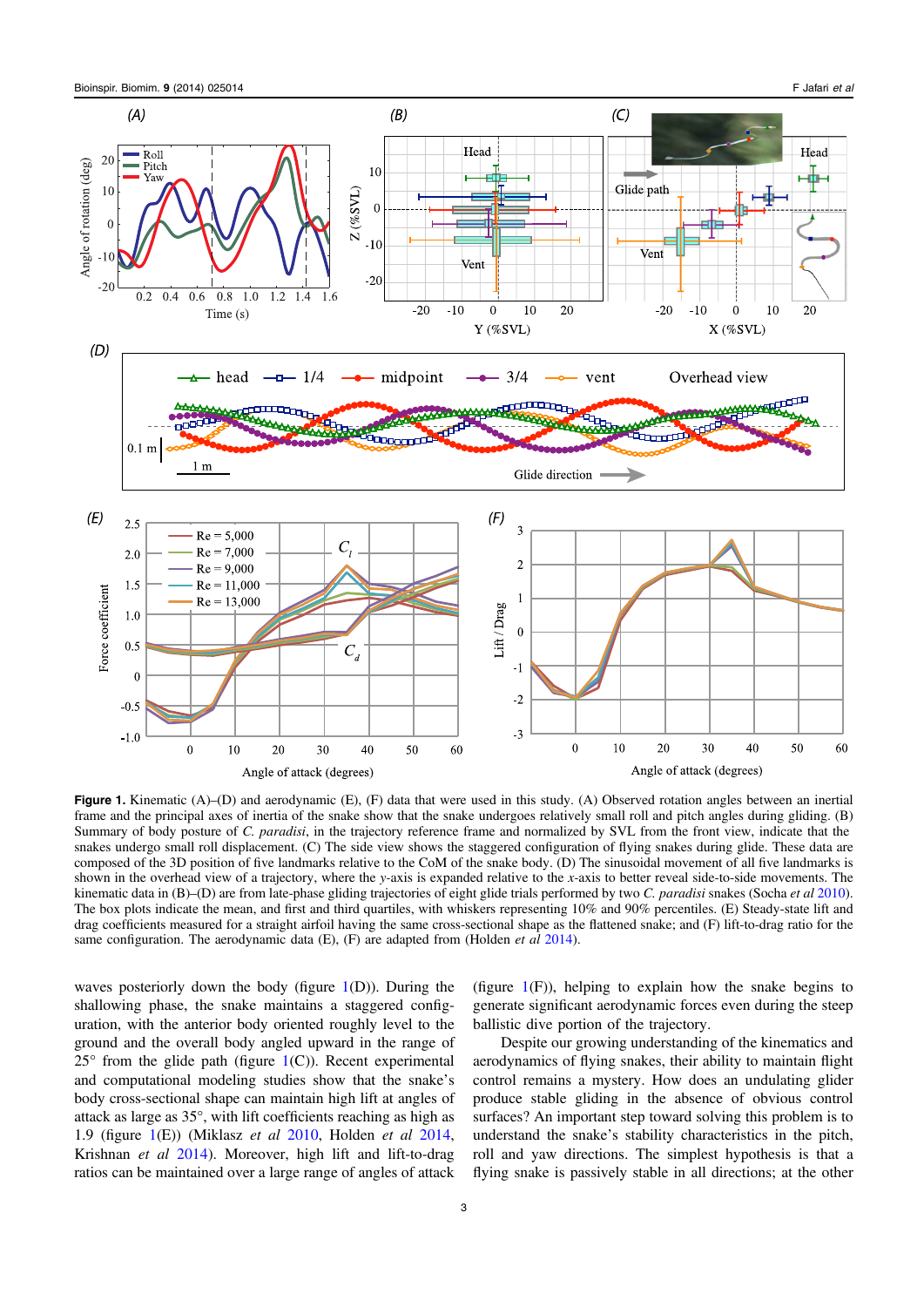**Figure 1.** Kinematic (A)–(D) and aerodynamic (E), (F) data that were used in this study. (A) Observed rotation angles between an inertial frame and the principal axes of inertia of the snake show that the snake undergoes relatively small roll and pitch angles during gliding. (B) Summary of body posture of *C. paradisi*, in the trajectory reference frame and normalized by SVL from the front view, indicate that the snakes undergo small roll displacement. (C) The side view shows the staggered configuration of flying snakes during glide. These data are composed of the 3D position of five landmarks relative to the CoM of the snake body. (D) The sinusoidal movement of all five landmarks is shown in the overhead view of a trajectory, where the *y*-axis is expanded relative to the *x*-axis to better reveal side-to-side movements. The kinematic data in (B)–(D) are from late-phase gliding trajectories of eight glide trials performed by two *C. paradisi* snakes (Socha *et al* 2010). The box plots indicate the head, and first and third quartiles, with whiskers representing 10% and 90% percentiles. (E) Steady-state lift and drag coefficients measured for a straight airfoil having the same cross-sectional shape as the flattened snake; and (F) lift-to-drag ratio for the same configuration. The aerodynamic data (E), (F) are adapted from (Holden *et al* 2014).

waves posteriorly down the body (figure 1(D)). During the shallowing phase, the snake maintains a staggered configuration, with the anterior body oriented roughly level to the ground and the overall body angled upward in the range of 25° from the glide path (figure 1(C)). Recent experimental and computational modeling studies show that the snake's body cross-sectional shape can maintain high lift at angles of attack as large as 35°, with lift coefficients reaching as high as 1.9 (figure 1(E)) (Miklasz *et al* 2010, Holden *et al* 2014, Krishnan *et al* 2014). Moreover, high lift and lift-to-drag ratios can be maintained over a large range of angles of attack (figure 1(F)), helping to explain how the snake begins to generate significant aerodynamic forces even during the steep ballistic dive portion of the trajectory.

Despite our growing understanding of the kinematics and aerodynamics of flying snakes, their ability to maintain flight control remains a mystery. How does an undulating glider produce stable gliding in the absence of obvious control surfaces? An important step toward solving this problem is to understand the snake's stability characteristics in the pitch, roll and yaw directions. The simplest hypothesis is that a flying snake is passively stable in all directions; at the other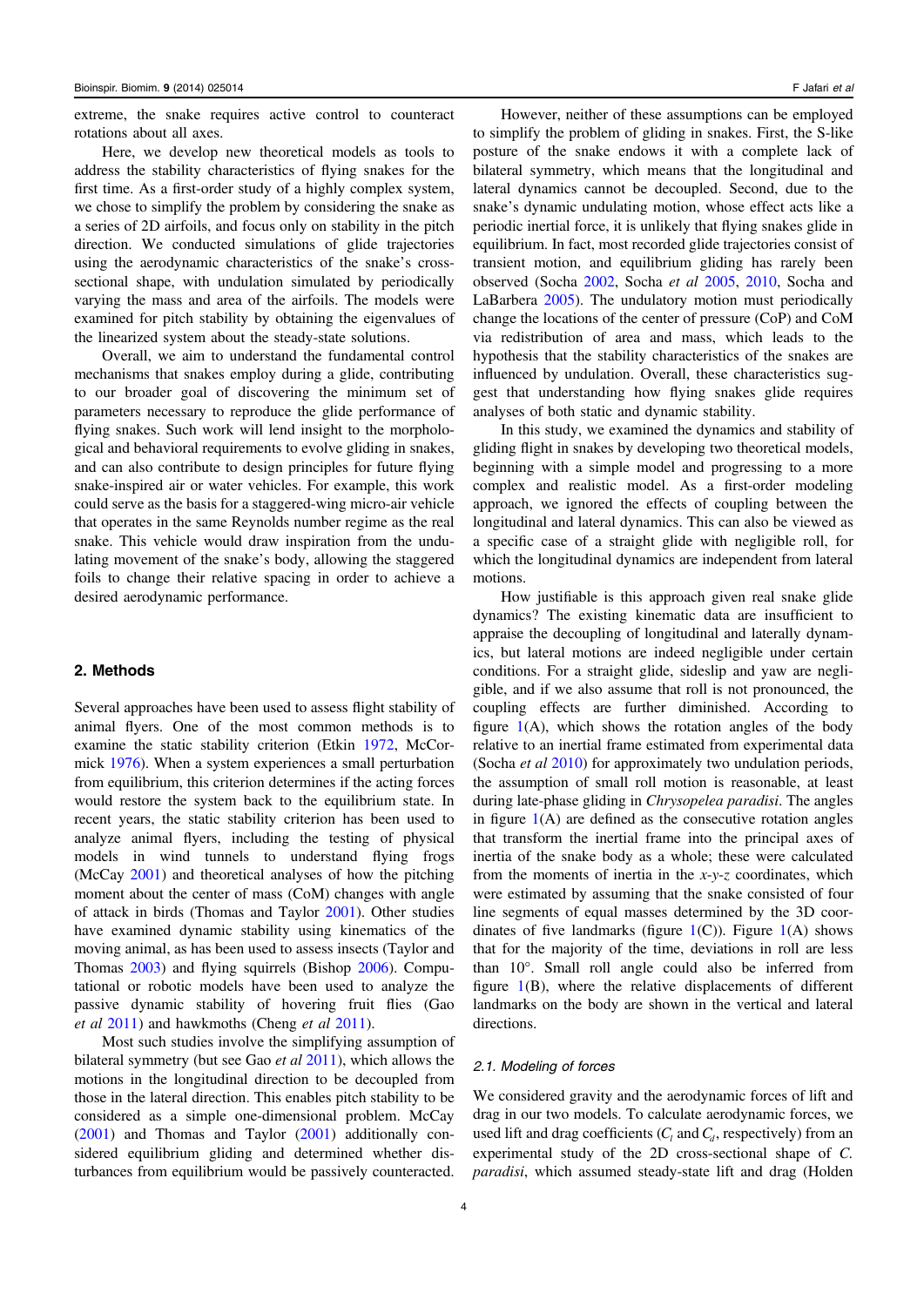extreme, the snake requires active control to counteract rotations about all axes.

Here, we develop new theoretical models as tools to address the stability characteristics of flying snakes for the first time. As a first-order study of a highly complex system, we chose to simplify the problem by considering the snake as a series of 2D airfoils, and focus only on stability in the pitch direction. We conducted simulations of glide trajectories using the aerodynamic characteristics of the snake's cross-sectional shape, with undulation simulated by periodically varying the mass and area of the airfoils. The models were examined for pitch stability by obtaining the eigenvalues of the linearized system about the steady-state solutions.

Overall, we aim to understand the fundamental control mechanisms that snakes employ during a glide, contributing to our broader goal of discovering the minimum set of parameters necessary to reproduce the glide performance of flying snakes. Such work will lend insight to the morphological and behavioral requirements to evolve gliding in snakes, and can also contribute to design principles for future flying snake-inspired air or water vehicles. For example, this work could serve as the basis for a staggered-wing micro-air vehicle that operates in the same Reynolds number regime as the real snake. This vehicle would draw inspiration from the undulating movement of the snake's body, allowing the staggered foils to change their relative spacing in order to achieve a desired aerodynamic performance.

## 2. Methods

Several approaches have been used to assess flight stability of animal flyers. One of the most common methods is to examine the static stability criterion (Etkin 1972, McCormick 1976). When a system experiences a small perturbation from equilibrium, this criterion determines if the acting forces would restore the system back to the equilibrium state. In recent years, the static stability criterion has been used to analyze animal flyers, including the testing of physical models in wind tunnels to understand flying frogs (McCay 2001) and theoretical analyses of how the pitching moment about the center of mass (CoM) changes with angle of attack in birds (Thomas and Taylor 2001). Other studies have examined dynamic stability using kinematics of the moving animal, as has been used to assess insects (Taylor and Thomas 2003) and flying squirrels (Bishop 2006). Computational or robotic models have been used to analyze the passive dynamic stability of hovering fruit flies (Gao *et al* 2011) and hawkmoths (Cheng *et al* 2011).

Most such studies involve the simplifying assumption of bilateral symmetry (but see Gao *et al* 2011), which allows the motions in the longitudinal direction to be decoupled from those in the lateral direction. This enables pitch stability to be considered as a simple one-dimensional problem. McCay (2001) and Thomas and Taylor (2001) additionally considered equilibrium gliding and determined whether disturbances from equilibrium would be passively counteracted.

However, neither of these assumptions can be employed to simplify the problem of gliding in snakes. First, the S-like posture of the snake endows it with a complete lack of bilateral symmetry, which means that the longitudinal and lateral dynamics cannot be decoupled. Second, due to the snake's dynamic undulating motion, whose effect acts like a periodic inertial force, it is unlikely that flying snakes glide in equilibrium. In fact, most recorded glide trajectories consist of transient motion, and equilibrium gliding has rarely been observed (Socha 2002, Socha *et al* 2005, 2010, Socha and LaBarbera 2005). The undulatory motion must periodically change the locations of the center of pressure (CoP) and CoM via redistribution of area and mass, which leads to the hypothesis that the stability characteristics of the snakes are influenced by undulation. Overall, these characteristics suggest that understanding how flying snakes glide requires analyses of both static and dynamic stability.

In this study, we examined the dynamics and stability of gliding flight in snakes by developing two theoretical models, beginning with a simple model and progressing to a more complex and realistic model. As a first-order modeling approach, we ignored the effects of coupling between the longitudinal and lateral dynamics. This can also be viewed as a specific case of a straight glide with negligible roll, for which the longitudinal dynamics are independent from lateral motions.

How justifiable is this approach given real snake glide dynamics? The existing kinematic data are insufficient to appraise the decoupling of longitudinal and laterally dynamics, but lateral motions are indeed negligible under certain conditions. For a straight glide, sideslip and yaw are negligible, and if we also assume that roll is not pronounced, the coupling effects are further diminished. According to figure 1(A), which shows the rotation angles of the body relative to an inertial frame estimated from experimental data (Socha *et al* 2010) for approximately two undulation periods, the assumption of small roll motion is reasonable, at least during late-phase gliding in *Chrysopelea paradisi*. The angles in figure 1(A) are defined as the consecutive rotation angles that transform the inertial frame into the principal axes of inertia of the snake body as a whole; these were calculated from the moments of inertia in the *x*-*y*-*z* coordinates, which were estimated by assuming that the snake consisted of four line segments of equal masses determined by the 3D coordinates of five landmarks (figure 1(C)). Figure 1(A) shows that for the majority of the time, deviations in roll are less than 10°. Small roll angle could also be inferred from figure 1(B), where the relative displacements of different landmarks on the body are shown in the vertical and lateral directions.

### 2.1. Modeling of forces

We considered gravity and the aerodynamic forces of lift and drag in our two models. To calculate aerodynamic forces, we used lift and drag coefficients ($C_l$ and $C_d$, respectively) from an experimental study of the 2D cross-sectional shape of *C. paradisi*, which assumed steady-state lift and drag (Holden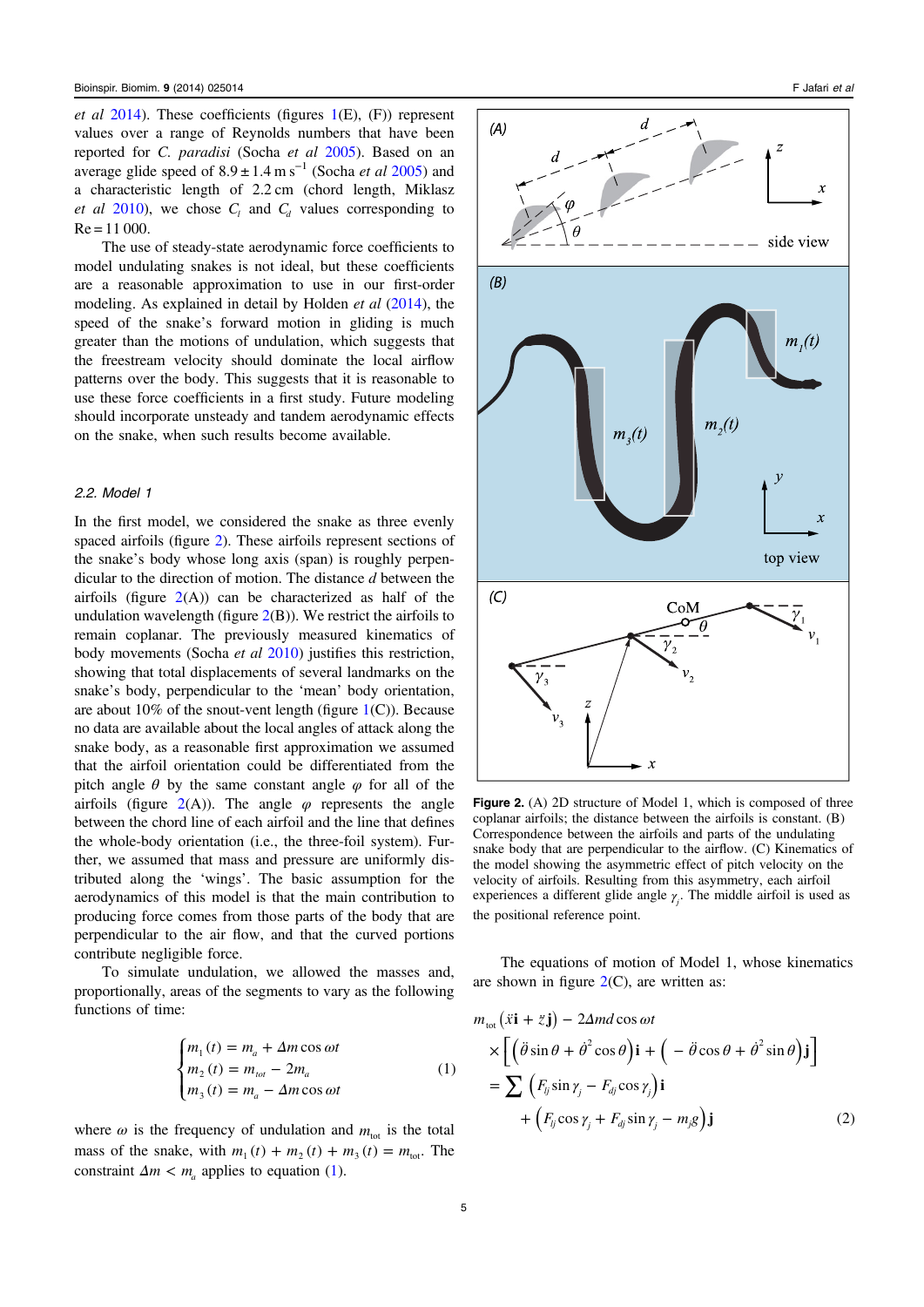et al 2014). These coefficients (figures 1(E), (F)) represent values over a range of Reynolds numbers that have been reported for *C. paradisi* (Socha *et al* 2005). Based on an average glide speed of $8.9 \pm 1.4\ \mathrm{m\,s^{-1}}$ (Socha *et al* 2005) and a characteristic length of 2.2 cm (chord length, Miklasz *et al* 2010), we chose $C_l$ and $C_d$ values corresponding to Re = 11 000.

The use of steady-state aerodynamic force coefficients to model undulating snakes is not ideal, but these coefficients are a reasonable approximation to use in our first-order modeling. As explained in detail by Holden *et al* (2014), the speed of the snake's forward motion in gliding is much greater than the motions of undulation, which suggests that the freestream velocity should dominate the local airflow patterns over the body. This suggests that it is reasonable to use these force coefficients in a first study. Future modeling should incorporate unsteady and tandem aerodynamic effects on the snake, when such results become available.

### 2.2. Model 1

In the first model, we considered the snake as three evenly spaced airfoils (figure 2). These airfoils represent sections of the snake's body whose long axis (span) is roughly perpendicular to the direction of motion. The distance $d$ between the airfoils (figure 2(A)) can be characterized as half of the undulation wavelength (figure 2(B)). We restrict the airfoils to remain coplanar. The previously measured kinematics of body movements (Socha *et al* 2010) justifies this restriction, showing that total displacements of several landmarks on the snake's body, perpendicular to the 'mean' body orientation, are about 10% of the snout-vent length (figure 1(C)). Because no data are available about the local angles of attack along the snake body, as a reasonable first approximation we assumed that the airfoil orientation could be differentiated from the pitch angle $\theta$ by the same constant angle $\varphi$ for all of the airfoils (figure 2(A)). The angle $\varphi$ represents the angle between the chord line of each airfoil and the line that defines the whole-body orientation (i.e., the three-foil system). Further, we assumed that mass and pressure are uniformly distributed along the 'wings'. The basic assumption for the aerodynamics of this model is that the main contribution to producing force comes from those parts of the body that are perpendicular to the air flow, and that the curved portions contribute negligible force.

To simulate undulation, we allowed the masses and, proportionally, areas of the segments to vary as the following functions of time:

$$\begin{cases} m_1(t) = m_a + \Delta m \cos \omega t \\ m_2(t) = m_{tot} - 2m_a \\ m_3(t) = m_a - \Delta m \cos \omega t \end{cases} \qquad (1)$$

where $\omega$ is the frequency of undulation and $m_{tot}$ is the total mass of the snake, with $m_1(t) + m_2(t) + m_3(t) = m_{tot}$. The constraint $\Delta m < m_a$ applies to equation (1).

**Figure 2.** (A) 2D structure of Model 1, which is composed of three coplanar airfoils; the distance between the airfoils is constant. (B) Correspondence between the airfoils and parts of the undulating snake body that are perpendicular to the airflow. (C) Kinematics of the model showing the asymmetric effect of pitch velocity on the velocity of airfoils. Resulting from this asymmetry, each airfoil experiences a different glide angle $\gamma_j$. The middle airfoil is used as the positional reference point.

The equations of motion of Model 1, whose kinematics are shown in figure 2(C), are written as:

$$\begin{aligned} & m_{tot}\left(\ddot{x}\mathbf{i} + \ddot{z}\mathbf{j}\right) - 2\Delta m d \cos \omega t \\ & \times \left[\left(\ddot{\theta}\sin\theta + \dot{\theta}^2\cos\theta\right)\mathbf{i} + \left(-\ddot{\theta}\cos\theta + \dot{\theta}^2\sin\theta\right)\mathbf{j}\right] \\ & = \sum \left(F_{lj}\sin\gamma_j - F_{dj}\cos\gamma_j\right)\mathbf{i} \\ & \quad + \left(F_{lj}\cos\gamma_j + F_{dj}\sin\gamma_j - m_j g\right)\mathbf{j} \end{aligned} \qquad (2)$$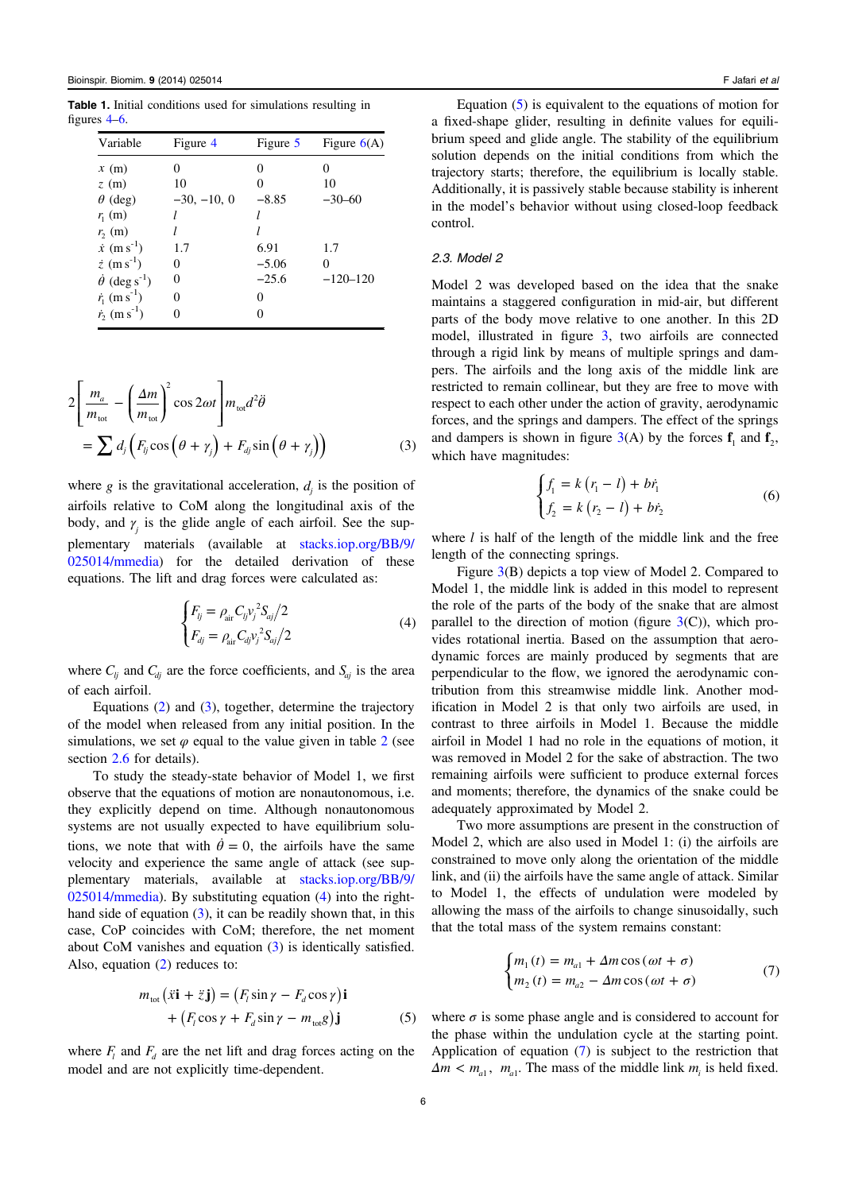**Table 1.** Initial conditions used for simulations resulting in figures 4–6.

| Variable | Figure 4 | Figure 5 | Figure 6(A) |
|---|---|---|---|
| $x$ (m) | 0 | 0 | 0 |
| $z$ (m) | 10 | 0 | 10 |
| $\theta$ (deg) | −30, −10, 0 | −8.85 | −30–60 |
| $r_1$ (m) | $l$ | $l$ | |
| $r_2$ (m) | $l$ | $l$ | |
| $\dot{x}$ (m s$^{-1}$) | 1.7 | 6.91 | 1.7 |
| $\dot{z}$ (m s$^{-1}$) | 0 | −5.06 | 0 |
| $\dot{\theta}$ (deg s$^{-1}$) | 0 | −25.6 | −120–120 |
| $\dot{r}_1$ (m s$^{-1}$) | 0 | 0 | |
| $\dot{r}_2$ (m s$^{-1}$) | 0 | 0 | |

$$2\left[\frac{m_a}{m_{\text{tot}}} - \left(\frac{\Delta m}{m_{\text{tot}}}\right)^2 \cos 2\omega t\right] m_{\text{tot}} d^2 \ddot{\theta} = \sum d_j \left(F_{lj} \cos\left(\theta + \gamma_j\right) + F_{dj} \sin\left(\theta + \gamma_j\right)\right) \tag{3}$$

where $g$ is the gravitational acceleration, $d_j$ is the position of airfoils relative to CoM along the longitudinal axis of the body, and $\gamma_j$ is the glide angle of each airfoil. See the supplementary materials (available at stacks.iop.org/BB/9/025014/mmedia) for the detailed derivation of these equations. The lift and drag forces were calculated as:

$$\begin{cases} F_{lj} = \rho_{\text{air}} C_{lj} v_j^2 S_{aj}/2 \\ F_{dj} = \rho_{\text{air}} C_{dj} v_j^2 S_{aj}/2 \end{cases} \tag{4}$$

where $C_{lj}$ and $C_{dj}$ are the force coefficients, and $S_{aj}$ is the area of each airfoil.

Equations (2) and (3), together, determine the trajectory of the model when released from any initial position. In the simulations, we set $\varphi$ equal to the value given in table 2 (see section 2.6 for details).

To study the steady-state behavior of Model 1, we first observe that the equations of motion are nonautonomous, i.e. they explicitly depend on time. Although nonautonomous systems are not usually expected to have equilibrium solutions, we note that with $\dot{\theta} = 0$, the airfoils have the same velocity and experience the same angle of attack (see supplementary materials, available at stacks.iop.org/BB/9/025014/mmedia). By substituting equation (4) into the right-hand side of equation (3), it can be readily shown that, in this case, CoP coincides with CoM; therefore, the net moment about CoM vanishes and equation (3) is identically satisfied. Also, equation (2) reduces to:

$$m_{\text{tot}}\left(\ddot{x}\mathbf{i} + \ddot{z}\mathbf{j}\right) = \left(F_l \sin\gamma - F_d \cos\gamma\right)\mathbf{i} + \left(F_l \cos\gamma + F_d \sin\gamma - m_{\text{tot}} g\right)\mathbf{j} \tag{5}$$

where $F_l$ and $F_d$ are the net lift and drag forces acting on the model and are not explicitly time-dependent.

Equation (5) is equivalent to the equations of motion for a fixed-shape glider, resulting in definite values for equilibrium speed and glide angle. The stability of the equilibrium solution depends on the initial conditions from which the trajectory starts; therefore, the equilibrium is locally stable. Additionally, it is passively stable because stability is inherent in the model's behavior without using closed-loop feedback control.

### 2.3. Model 2

Model 2 was developed based on the idea that the snake maintains a staggered configuration in mid-air, but different parts of the body move relative to one another. In this 2D model, illustrated in figure 3, two airfoils are connected through a rigid link by means of multiple springs and dampers. The airfoils and the long axis of the middle link are restricted to remain collinear, but they are free to move with respect to each other under the action of gravity, aerodynamic forces, and the springs and dampers. The effect of the springs and dampers is shown in figure 3(A) by the forces $\mathbf{f}_1$ and $\mathbf{f}_2$, which have magnitudes:

$$\begin{cases} f_1 = k\left(r_1 - l\right) + b\dot{r}_1 \\ f_2 = k\left(r_2 - l\right) + b\dot{r}_2 \end{cases} \tag{6}$$

where $l$ is half of the length of the middle link and the free length of the connecting springs.

Figure 3(B) depicts a top view of Model 2. Compared to Model 1, the middle link is added in this model to represent the role of the parts of the body of the snake that are almost parallel to the direction of motion (figure 3(C)), which provides rotational inertia. Based on the assumption that aerodynamic forces are mainly produced by segments that are perpendicular to the flow, we ignored the aerodynamic contribution from this streamwise middle link. Another modification in Model 2 is that only two airfoils are used, in contrast to three airfoils in Model 1. Because the middle airfoil in Model 1 had no role in the equations of motion, it was removed in Model 2 for the sake of abstraction. The two remaining airfoils were sufficient to produce external forces and moments; therefore, the dynamics of the snake could be adequately approximated by Model 2.

Two more assumptions are present in the construction of Model 2, which are also used in Model 1: (i) the airfoils are constrained to move only along the orientation of the middle link, and (ii) the airfoils have the same angle of attack. Similar to Model 1, the effects of undulation were modeled by allowing the mass of the airfoils to change sinusoidally, such that the total mass of the system remains constant:

$$\begin{cases} m_1(t) = m_{a1} + \Delta m \cos\left(\omega t + \sigma\right) \\ m_2(t) = m_{a2} - \Delta m \cos\left(\omega t + \sigma\right) \end{cases} \tag{7}$$

where $\sigma$ is some phase angle and is considered to account for the phase within the undulation cycle at the starting point. Application of equation (7) is subject to the restriction that $\Delta m < m_{a1},\ m_{a1}$. The mass of the middle link $m_l$ is held fixed.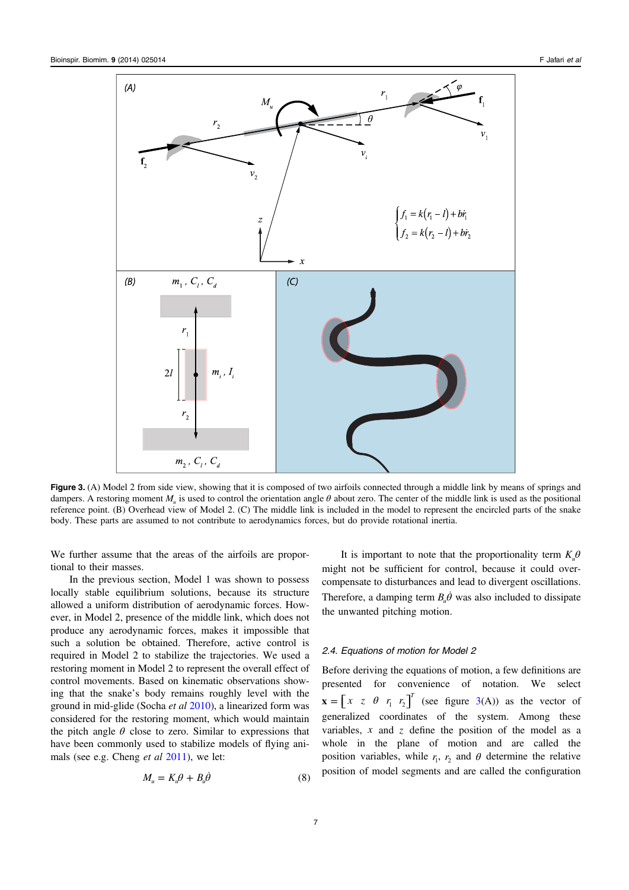**Figure 3.** (A) Model 2 from side view, showing that it is composed of two airfoils connected through a middle link by means of springs and dampers. A restoring moment $M_u$ is used to control the orientation angle $\theta$ about zero. The center of the middle link is used as the positional reference point. (B) Overhead view of Model 2. (C) The middle link is included in the model to represent the encircled parts of the snake body. These parts are assumed to not contribute to aerodynamics forces, but do provide rotational inertia.

We further assume that the areas of the airfoils are proportional to their masses.

In the previous section, Model 1 was shown to possess locally stable equilibrium solutions, because its structure allowed a uniform distribution of aerodynamic forces. However, in Model 2, presence of the middle link, which does not produce any aerodynamic forces, makes it impossible that such a solution be obtained. Therefore, active control is required in Model 2 to stabilize the trajectories. We used a restoring moment in Model 2 to represent the overall effect of control movements. Based on kinematic observations showing that the snake's body remains roughly level with the ground in mid-glide (Socha *et al* 2010), a linearized form was considered for the restoring moment, which would maintain the pitch angle $\theta$ close to zero. Similar to expressions that have been commonly used to stabilize models of flying animals (see e.g. Cheng *et al* 2011), we let:

$$M_u = K_u\theta + B_u\dot{\theta} \tag{8}$$

It is important to note that the proportionality term $K_u\theta$ might not be sufficient for control, because it could over-compensate to disturbances and lead to divergent oscillations. Therefore, a damping term $B_u\dot{\theta}$ was also included to dissipate the unwanted pitching motion.

### 2.4. Equations of motion for Model 2

Before deriving the equations of motion, a few definitions are presented for convenience of notation. We select $\mathbf{x} = \begin{bmatrix} x & z & \theta & r_1 & r_2 \end{bmatrix}^T$ (see figure 3(A)) as the vector of generalized coordinates of the system. Among these variables, $x$ and $z$ define the position of the model as a whole in the plane of motion and are called the position variables, while $r_1$, $r_2$ and $\theta$ determine the relative position of model segments and are called the configuration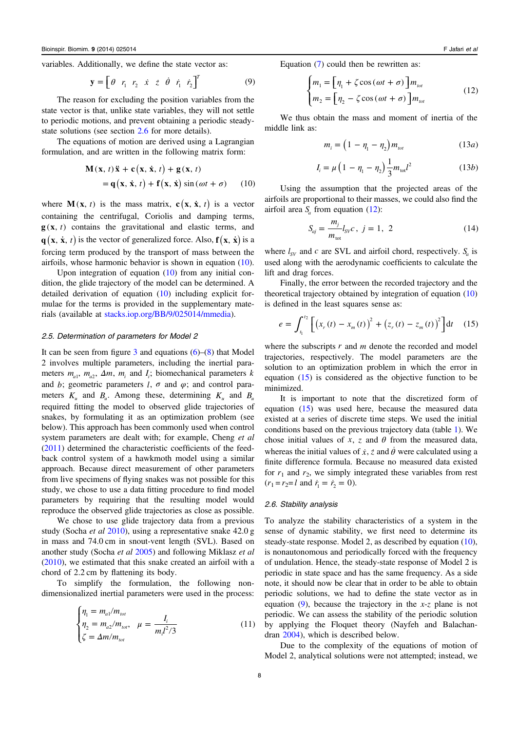variables. Additionally, we define the state vector as:

$$\mathbf{y} = \begin{bmatrix} \theta & r_1 & r_2 & \dot{x} & \dot{z} & \dot{\theta} & \dot{r}_1 & \dot{r}_2 \end{bmatrix}^T \tag{9}$$

The reason for excluding the position variables from the state vector is that, unlike state variables, they will not settle to periodic motions, and prevent obtaining a periodic steady-state solutions (see section 2.6 for more details).

The equations of motion are derived using a Lagrangian formulation, and are written in the following matrix form:

$$\mathbf{M}(\mathbf{x}, t)\ddot{\mathbf{x}} + \mathbf{c}(\mathbf{x}, \dot{\mathbf{x}}, t) + \mathbf{g}(\mathbf{x}, t) = \mathbf{q}(\mathbf{x}, \dot{\mathbf{x}}, t) + \mathbf{f}(\mathbf{x}, \dot{\mathbf{x}}) \sin(\omega t + \sigma) \tag{10}$$

where $\mathbf{M}(\mathbf{x}, t)$ is the mass matrix, $\mathbf{c}(\mathbf{x}, \dot{\mathbf{x}}, t)$ is a vector containing the centrifugal, Coriolis and damping terms, $\mathbf{g}(\mathbf{x}, t)$ contains the gravitational and elastic terms, and $\mathbf{q}(\mathbf{x}, \dot{\mathbf{x}}, t)$ is the vector of generalized force. Also, $\mathbf{f}(\mathbf{x}, \dot{\mathbf{x}})$ is a forcing term produced by the transport of mass between the airfoils, whose harmonic behavior is shown in equation (10).

Upon integration of equation (10) from any initial condition, the glide trajectory of the model can be determined. A detailed derivation of equation (10) including explicit formulae for the terms is provided in the supplementary materials (available at stacks.iop.org/BB/9/025014/mmedia).

### 2.5. Determination of parameters for Model 2

It can be seen from figure 3 and equations (6)–(8) that Model 2 involves multiple parameters, including the inertial parameters $m_{a1}$, $m_{a2}$, $\Delta m$, $m_i$ and $I_i$; biomechanical parameters $k$ and $b$; geometric parameters $l$, $\sigma$ and $\varphi$; and control parameters $K_u$ and $B_u$. Among these, determining $K_u$ and $B_u$ required fitting the model to observed glide trajectories of snakes, by formulating it as an optimization problem (see below). This approach has been commonly used when control system parameters are dealt with; for example, Cheng *et al* (2011) determined the characteristic coefficients of the feedback control system of a hawkmoth model using a similar approach. Because direct measurement of other parameters from live specimens of flying snakes was not possible for this study, we chose to use a data fitting procedure to find model parameters by requiring that the resulting model would reproduce the observed glide trajectories as close as possible.

We chose to use glide trajectory data from a previous study (Socha *et al* 2010), using a representative snake 42.0 g in mass and 74.0 cm in snout-vent length (SVL). Based on another study (Socha *et al* 2005) and following Miklasz *et al* (2010), we estimated that this snake created an airfoil with a chord of 2.2 cm by flattening its body.

To simplify the formulation, the following non-dimensionalized inertial parameters were used in the process:

$$\begin{cases} \eta_1 = m_{a1}/m_{tot} \\ \eta_2 = m_{a2}/m_{tot}, \quad \mu = \dfrac{I_i}{m_i l^2/3} \\ \zeta = \Delta m/m_{tot} \end{cases} \tag{11}$$

Equation (7) could then be rewritten as:

$$\begin{cases} m_1 = \left[\eta_1 + \zeta \cos(\omega t + \sigma)\right] m_{tot} \\ m_2 = \left[\eta_2 - \zeta \cos(\omega t + \sigma)\right] m_{tot} \end{cases} \tag{12}$$

We thus obtain the mass and moment of inertia of the middle link as:

$$m_i = \left(1 - \eta_1 - \eta_2\right) m_{tot} \tag{13a}$$

$$I_i = \mu \left(1 - \eta_1 - \eta_2\right) \frac{1}{3} m_{tot} l^2 \tag{13b}$$

Using the assumption that the projected areas of the airfoils are proportional to their masses, we could also find the airfoil area $S_a$ from equation (12):

$$S_{aj} = \frac{m_j}{m_{tot}} l_{SV} c, \; j = 1, \; 2 \tag{14}$$

where $l_{SV}$ and $c$ are SVL and airfoil chord, respectively. $S_a$ is used along with the aerodynamic coefficients to calculate the lift and drag forces.

Finally, the error between the recorded trajectory and the theoretical trajectory obtained by integration of equation (10) is defined in the least squares sense as:

$$e = \int_{t_1}^{t_2} \left[ \left(x_r(t) - x_m(t)\right)^2 + \left(z_r(t) - z_m(t)\right)^2 \right] \mathrm{d}t \tag{15}$$

where the subscripts $r$ and $m$ denote the recorded and model trajectories, respectively. The model parameters are the solution to an optimization problem in which the error in equation (15) is considered as the objective function to be minimized.

It is important to note that the discretized form of equation (15) was used here, because the measured data existed at a series of discrete time steps. We used the initial conditions based on the previous trajectory data (table 1). We chose initial values of $x$, $z$ and $\theta$ from the measured data, whereas the initial values of $\dot{x}$, $\dot{z}$ and $\dot{\theta}$ were calculated using a finite difference formula. Because no measured data existed for $r_1$ and $r_2$, we simply integrated these variables from rest ($r_1 = r_2 = l$ and $\dot{r}_1 = \dot{r}_2 = 0$).

### 2.6. Stability analysis

To analyze the stability characteristics of a system in the sense of dynamic stability, we first need to determine its steady-state response. Model 2, as described by equation (10), is nonautonomous and periodically forced with the frequency of undulation. Hence, the steady-state response of Model 2 is periodic in state space and has the same frequency. As a side note, it should now be clear that in order to be able to obtain periodic solutions, we had to define the state vector as in equation (9), because the trajectory in the $x$-$z$ plane is not periodic. We can assess the stability of the periodic solution by applying the Floquet theory (Nayfeh and Balachandran 2004), which is described below.

Due to the complexity of the equations of motion of Model 2, analytical solutions were not attempted; instead, we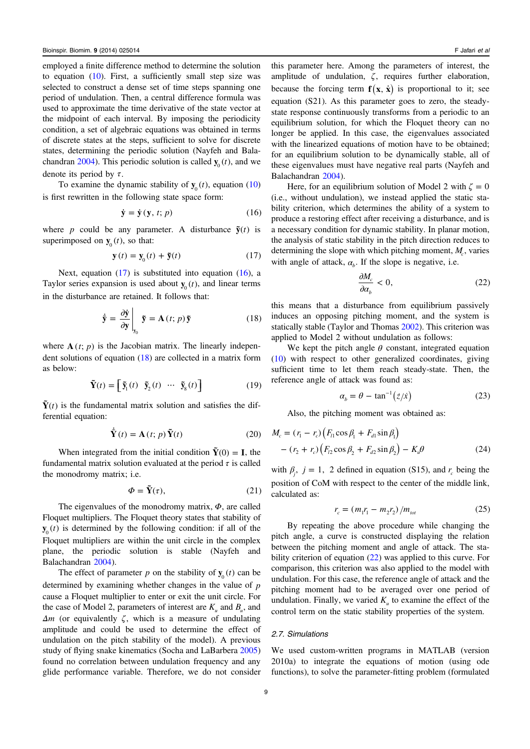employed a finite difference method to determine the solution to equation (10). First, a sufficiently small step size was selected to construct a dense set of time steps spanning one period of undulation. Then, a central difference formula was used to approximate the time derivative of the state vector at the midpoint of each interval. By imposing the periodicity condition, a set of algebraic equations was obtained in terms of discrete states at the steps, sufficient to solve for discrete states, determining the periodic solution (Nayfeh and Balachandran 2004). This periodic solution is called $\mathbf{y}_0(t)$, and we denote its period by $\tau$.

To examine the dynamic stability of $\mathbf{y}_0(t)$, equation (10) is first rewritten in the following state space form:

$$\dot{\mathbf{y}} = \dot{\mathbf{y}}(\mathbf{y}, t; p) \tag{16}$$

where $p$ could be any parameter. A disturbance $\tilde{\mathbf{y}}(t)$ is superimposed on $\mathbf{y}_0(t)$, so that:

$$\mathbf{y}(t) = \mathbf{y}_0(t) + \tilde{\mathbf{y}}(t) \tag{17}$$

Next, equation (17) is substituted into equation (16), a Taylor series expansion is used about $\mathbf{y}_0(t)$, and linear terms in the disturbance are retained. It follows that:

$$\dot{\tilde{\mathbf{y}}} = \left.\frac{\partial \dot{\mathbf{y}}}{\partial \mathbf{y}}\right|_{\mathbf{y}_0} \tilde{\mathbf{y}} = \mathbf{A}(t; p)\,\tilde{\mathbf{y}} \tag{18}$$

where $\mathbf{A}(t; p)$ is the Jacobian matrix. The linearly independent solutions of equation (18) are collected in a matrix form as below:

$$\tilde{\mathbf{Y}}(t) = \left[\tilde{\mathbf{y}}_1(t) \;\; \tilde{\mathbf{y}}_2(t) \;\; \cdots \;\; \tilde{\mathbf{y}}_8(t)\right] \tag{19}$$

$\tilde{\mathbf{Y}}(t)$ is the fundamental matrix solution and satisfies the differential equation:

$$\dot{\tilde{\mathbf{Y}}}(t) = \mathbf{A}(t; p)\,\tilde{\mathbf{Y}}(t) \tag{20}$$

When integrated from the initial condition $\tilde{\mathbf{Y}}(0) = \mathbf{I}$, the fundamental matrix solution evaluated at the period $\tau$ is called the monodromy matrix; i.e.

$$\Phi = \tilde{\mathbf{Y}}(\tau), \tag{21}$$

The eigenvalues of the monodromy matrix, $\Phi$, are called Floquet multipliers. The Floquet theory states that stability of $\mathbf{y}_0(t)$ is determined by the following condition: if all of the Floquet multipliers are within the unit circle in the complex plane, the periodic solution is stable (Nayfeh and Balachandran 2004).

The effect of parameter $p$ on the stability of $\mathbf{y}_0(t)$ can be determined by examining whether changes in the value of $p$ cause a Floquet multiplier to enter or exit the unit circle. For the case of Model 2, parameters of interest are $K_u$ and $B_u$, and $\Delta m$ (or equivalently $\zeta$, which is a measure of undulating amplitude and could be used to determine the effect of undulation on the pitch stability of the model). A previous study of flying snake kinematics (Socha and LaBarbera 2005) found no correlation between undulation frequency and any glide performance variable. Therefore, we do not consider this parameter here. Among the parameters of interest, the amplitude of undulation, $\zeta$, requires further elaboration, because the forcing term $\mathbf{f}(\mathbf{x}, \dot{\mathbf{x}})$ is proportional to it; see equation (S21). As this parameter goes to zero, the steady-state response continuously transforms from a periodic to an equilibrium solution, for which the Floquet theory can no longer be applied. In this case, the eigenvalues associated with the linearized equations of motion have to be obtained; for an equilibrium solution to be dynamically stable, all of these eigenvalues must have negative real parts (Nayfeh and Balachandran 2004).

Here, for an equilibrium solution of Model 2 with $\zeta = 0$ (i.e., without undulation), we instead applied the static stability criterion, which determines the ability of a system to produce a restoring effect after receiving a disturbance, and is a necessary condition for dynamic stability. In planar motion, the analysis of static stability in the pitch direction reduces to determining the slope with which pitching moment, $M_c$, varies with angle of attack, $\alpha_b$. If the slope is negative, i.e.

$$\frac{\partial M_c}{\partial \alpha_b} < 0, \tag{22}$$

this means that a disturbance from equilibrium passively induces an opposing pitching moment, and the system is statically stable (Taylor and Thomas 2002). This criterion was applied to Model 2 without undulation as follows:

We kept the pitch angle $\theta$ constant, integrated equation (10) with respect to other generalized coordinates, giving sufficient time to let them reach steady-state. Then, the reference angle of attack was found as:

$$\alpha_b = \theta - \tan^{-1}\left(\dot{z}/\dot{x}\right) \tag{23}$$

Also, the pitching moment was obtained as:

$$M_c = (r_1 - r_c)\left(F_{l1}\cos\beta_1 + F_{d1}\sin\beta_1\right) - (r_2 + r_c)\left(F_{l2}\cos\beta_2 + F_{d2}\sin\beta_2\right) - K_u\theta \tag{24}$$

with $\beta_j$, $j = 1, 2$ defined in equation (S15), and $r_c$ being the position of CoM with respect to the center of the middle link, calculated as:

$$r_c = (m_1 r_1 - m_2 r_2)/m_{tot} \tag{25}$$

By repeating the above procedure while changing the pitch angle, a curve is constructed displaying the relation between the pitching moment and angle of attack. The stability criterion of equation (22) was applied to this curve. For comparison, this criterion was also applied to the model with undulation. For this case, the reference angle of attack and the pitching moment had to be averaged over one period of undulation. Finally, we varied $K_u$ to examine the effect of the control term on the static stability properties of the system.

### 2.7. Simulations

We used custom-written programs in MATLAB (version 2010a) to integrate the equations of motion (using ode functions), to solve the parameter-fitting problem (formulated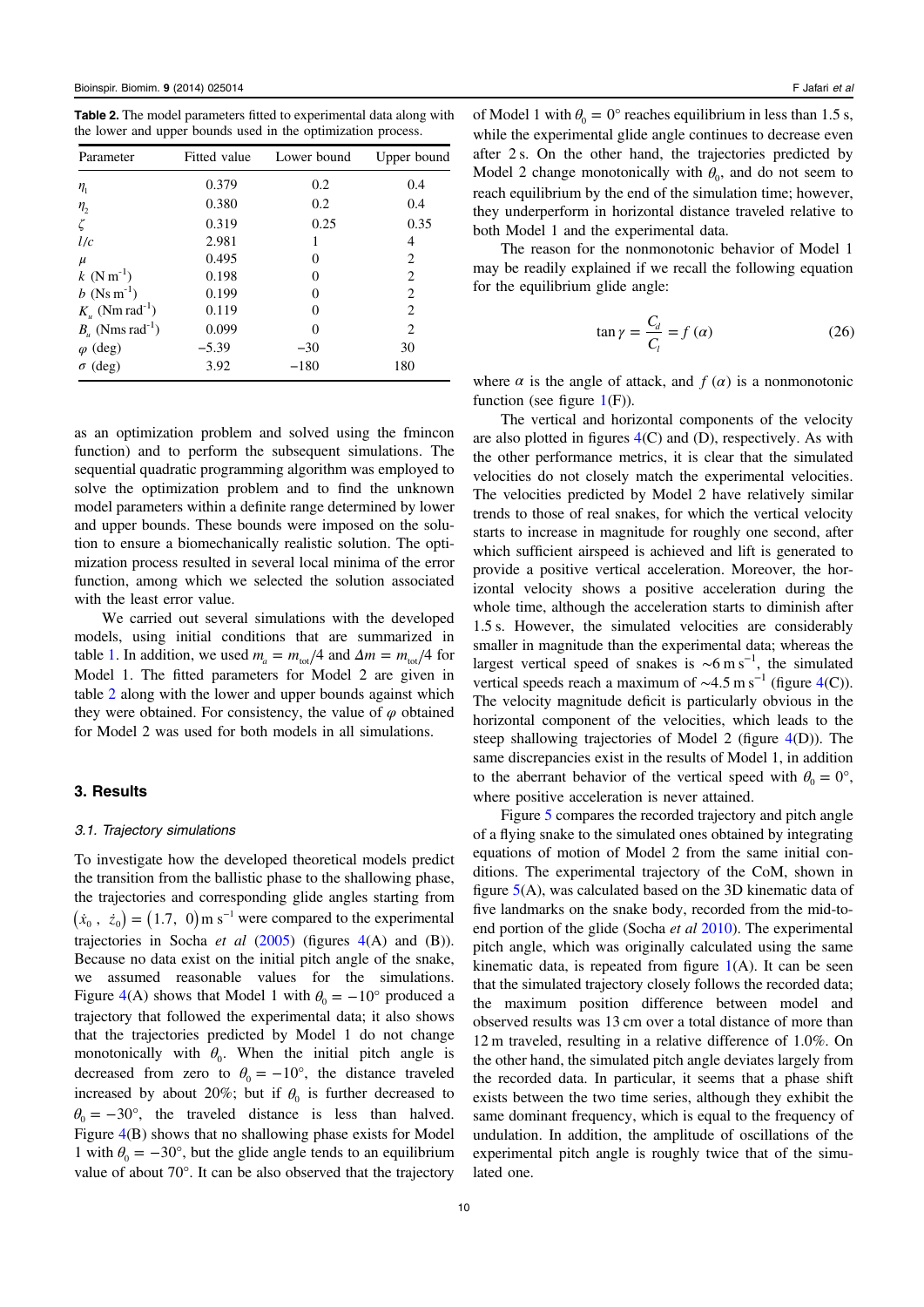**Table 2.** The model parameters fitted to experimental data along with the lower and upper bounds used in the optimization process.

| Parameter | Fitted value | Lower bound | Upper bound |
|---|---|---|---|
| $\eta_1$ | 0.379 | 0.2 | 0.4 |
| $\eta_2$ | 0.380 | 0.2 | 0.4 |
| $\zeta$ | 0.319 | 0.25 | 0.35 |
| $l/c$ | 2.981 | 1 | 4 |
| $\mu$ | 0.495 | 0 | 2 |
| $k$ (N m$^{-1}$) | 0.198 | 0 | 2 |
| $b$ (Ns m$^{-1}$) | 0.199 | 0 | 2 |
| $K_u$ (Nm rad$^{-1}$) | 0.119 | 0 | 2 |
| $B_u$ (Nms rad$^{-1}$) | 0.099 | 0 | 2 |
| $\varphi$ (deg) | −5.39 | −30 | 30 |
| $\sigma$ (deg) | 3.92 | −180 | 180 |

as an optimization problem and solved using the fmincon function) and to perform the subsequent simulations. The sequential quadratic programming algorithm was employed to solve the optimization problem and to find the unknown model parameters within a definite range determined by lower and upper bounds. These bounds were imposed on the solution to ensure a biomechanically realistic solution. The optimization process resulted in several local minima of the error function, among which we selected the solution associated with the least error value.

We carried out several simulations with the developed models, using initial conditions that are summarized in table 1. In addition, we used $m_a = m_{tot}/4$ and $\Delta m = m_{tot}/4$ for Model 1. The fitted parameters for Model 2 are given in table 2 along with the lower and upper bounds against which they were obtained. For consistency, the value of $\varphi$ obtained for Model 2 was used for both models in all simulations.

## 3. Results

### 3.1. Trajectory simulations

To investigate how the developed theoretical models predict the transition from the ballistic phase to the shallowing phase, the trajectories and corresponding glide angles starting from $(\dot{x}_0, \dot{z}_0) = (1.7, 0)$ m s$^{-1}$ were compared to the experimental trajectories in Socha *et al* (2005) (figures 4(A) and (B)). Because no data exist on the initial pitch angle of the snake, we assumed reasonable values for the simulations. Figure 4(A) shows that Model 1 with $\theta_0 = -10°$ produced a trajectory that followed the experimental data; it also shows that the trajectories predicted by Model 1 do not change monotonically with $\theta_0$. When the initial pitch angle is decreased from zero to $\theta_0 = -10°$, the distance traveled increased by about 20%; but if $\theta_0$ is further decreased to $\theta_0 = -30°$, the traveled distance is less than halved. Figure 4(B) shows that no shallowing phase exists for Model 1 with $\theta_0 = -30°$, but the glide angle tends to an equilibrium value of about 70°. It can be also observed that the trajectory of Model 1 with $\theta_0 = 0°$ reaches equilibrium in less than 1.5 s, while the experimental glide angle continues to decrease even after 2 s. On the other hand, the trajectories predicted by Model 2 change monotonically with $\theta_0$, and do not seem to reach equilibrium by the end of the simulation time; however, they underperform in horizontal distance traveled relative to both Model 1 and the experimental data.

The reason for the nonmonotonic behavior of Model 1 may be readily explained if we recall the following equation for the equilibrium glide angle:

$$\tan \gamma = \frac{C_d}{C_l} = f(\alpha) \tag{26}$$

where $\alpha$ is the angle of attack, and $f(\alpha)$ is a nonmonotonic function (see figure 1(F)).

The vertical and horizontal components of the velocity are also plotted in figures 4(C) and (D), respectively. As with the other performance metrics, it is clear that the simulated velocities do not closely match the experimental velocities. The velocities predicted by Model 2 have relatively similar trends to those of real snakes, for which the vertical velocity starts to increase in magnitude for roughly one second, after which sufficient airspeed is achieved and lift is generated to provide a positive vertical acceleration. Moreover, the horizontal velocity shows a positive acceleration during the whole time, although the acceleration starts to diminish after 1.5 s. However, the simulated velocities are considerably smaller in magnitude than the experimental data; whereas the largest vertical speed of snakes is ∼6 m s$^{-1}$, the simulated vertical speeds reach a maximum of ∼4.5 m s$^{-1}$ (figure 4(C)). The velocity magnitude deficit is particularly obvious in the horizontal component of the velocities, which leads to the steep shallowing trajectories of Model 2 (figure 4(D)). The same discrepancies exist in the results of Model 1, in addition to the aberrant behavior of the vertical speed with $\theta_0 = 0°$, where positive acceleration is never attained.

Figure 5 compares the recorded trajectory and pitch angle of a flying snake to the simulated ones obtained by integrating equations of motion of Model 2 from the same initial conditions. The experimental trajectory of the CoM, shown in figure 5(A), was calculated based on the 3D kinematic data of five landmarks on the snake body, recorded from the mid-to-end portion of the glide (Socha *et al* 2010). The experimental pitch angle, which was originally calculated using the same kinematic data, is repeated from figure 1(A). It can be seen that the simulated trajectory closely follows the recorded data; the maximum position difference between model and observed results was 13 cm over a total distance of more than 12 m traveled, resulting in a relative difference of 1.0%. On the other hand, the simulated pitch angle deviates largely from the recorded data. In particular, it seems that a phase shift exists between the two time series, although they exhibit the same dominant frequency, which is equal to the frequency of undulation. In addition, the amplitude of oscillations of the experimental pitch angle is roughly twice that of the simulated one.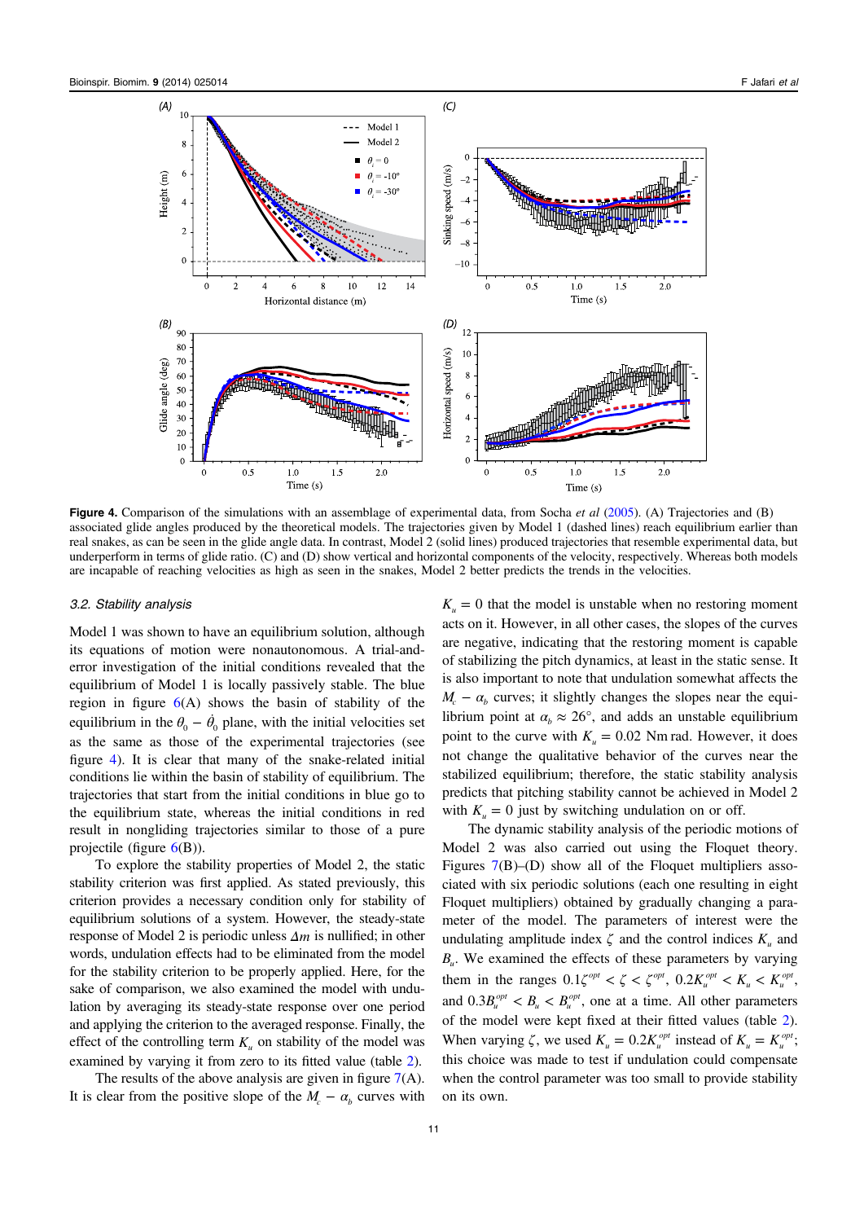**Figure 4.** Comparison of the simulations with an assemblage of experimental data, from Socha *et al* (2005). (A) Trajectories and (B) associated glide angles produced by the theoretical models. The trajectories given by Model 1 (dashed lines) reach equilibrium earlier than real snakes, as can be seen in the glide angle data. In contrast, Model 2 (solid lines) produced trajectories that resemble experimental data, but underperform in terms of glide ratio. (C) and (D) show vertical and horizontal components of the velocity, respectively. Whereas both models are incapable of reaching velocities as high as seen in the snakes, Model 2 better predicts the trends in the velocities.

### 3.2. Stability analysis

Model 1 was shown to have an equilibrium solution, although its equations of motion were nonautonomous. A trial-and-error investigation of the initial conditions revealed that the equilibrium of Model 1 is locally passively stable. The blue region in figure 6(A) shows the basin of stability of the equilibrium in the $\theta_0 - \dot{\theta}_0$ plane, with the initial velocities set as the same as those of the experimental trajectories (see figure 4). It is clear that many of the snake-related initial conditions lie within the basin of stability of equilibrium. The trajectories that start from the initial conditions in blue go to the equilibrium state, whereas the initial conditions in red result in nongliding trajectories similar to those of a pure projectile (figure 6(B)).

To explore the stability properties of Model 2, the static stability criterion was first applied. As stated previously, this criterion provides a necessary condition only for stability of equilibrium solutions of a system. However, the steady-state response of Model 2 is periodic unless $\Delta m$ is nullified; in other words, undulation effects had to be eliminated from the model for the stability criterion to be properly applied. Here, for the sake of comparison, we also examined the model with undulation by averaging its steady-state response over one period and applying the criterion to the averaged response. Finally, the effect of the controlling term $K_u$ on stability of the model was examined by varying it from zero to its fitted value (table 2).

The results of the above analysis are given in figure 7(A). It is clear from the positive slope of the $M_c - \alpha_b$ curves with $K_u = 0$ that the model is unstable when no restoring moment acts on it. However, in all other cases, the slopes of the curves are negative, indicating that the restoring moment is capable of stabilizing the pitch dynamics, at least in the static sense. It is also important to note that undulation somewhat affects the $M_c - \alpha_b$ curves; it slightly changes the slopes near the equilibrium point at $\alpha_b \approx 26°$, and adds an unstable equilibrium point to the curve with $K_u = 0.02$ Nm rad. However, it does not change the qualitative behavior of the curves near the stabilized equilibrium; therefore, the static stability analysis predicts that pitching stability cannot be achieved in Model 2 with $K_u = 0$ just by switching undulation on or off.

The dynamic stability analysis of the periodic motions of Model 2 was also carried out using the Floquet theory. Figures 7(B)–(D) show all of the Floquet multipliers associated with six periodic solutions (each one resulting in eight Floquet multipliers) obtained by gradually changing a parameter of the model. The parameters of interest were the undulating amplitude index $\zeta$ and the control indices $K_u$ and $B_u$. We examined the effects of these parameters by varying them in the ranges $0.1\zeta^{opt} < \zeta < \zeta^{opt}$, $0.2K_u^{opt} < K_u < K_u^{opt}$, and $0.3B_u^{opt} < B_u < B_u^{opt}$, one at a time. All other parameters of the model were kept fixed at their fitted values (table 2). When varying $\zeta$, we used $K_u = 0.2K_u^{opt}$ instead of $K_u = K_u^{opt}$; this choice was made to test if undulation could compensate when the control parameter was too small to provide stability on its own.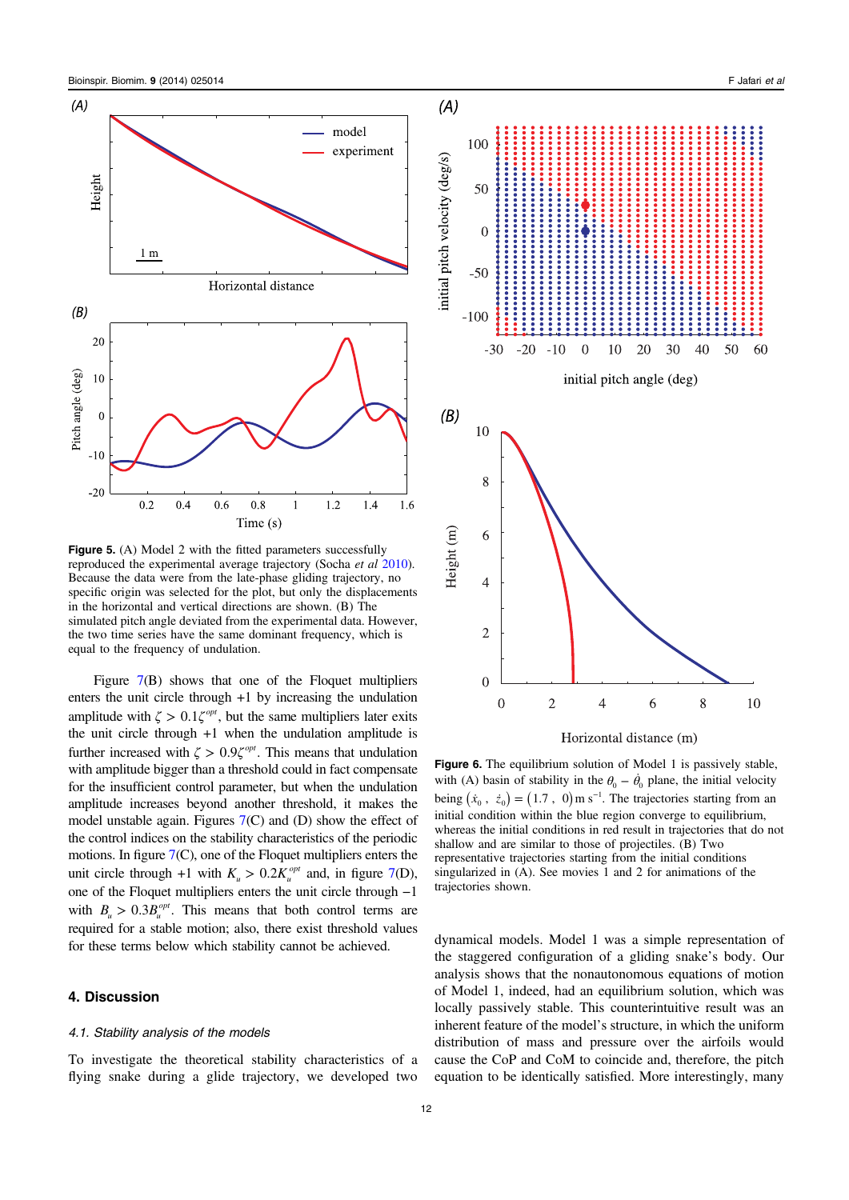**Figure 5.** (A) Model 2 with the fitted parameters successfully reproduced the experimental average trajectory (Socha *et al* 2010). Because the data were from the late-phase gliding trajectory, no specific origin was selected for the plot, but only the displacements in the horizontal and vertical directions are shown. (B) The simulated pitch angle deviated from the experimental data. However, the two time series have the same dominant frequency, which is equal to the frequency of undulation.

Figure 7(B) shows that one of the Floquet multipliers enters the unit circle through +1 by increasing the undulation amplitude with $\zeta > 0.1\zeta^{opt}$, but the same multipliers later exits the unit circle through +1 when the undulation amplitude is further increased with $\zeta > 0.9\zeta^{opt}$. This means that undulation with amplitude bigger than a threshold could in fact compensate for the insufficient control parameter, but when the undulation amplitude increases beyond another threshold, it makes the model unstable again. Figures 7(C) and (D) show the effect of the control indices on the stability characteristics of the periodic motions. In figure 7(C), one of the Floquet multipliers enters the unit circle through +1 with $K_u > 0.2K_u^{opt}$ and, in figure 7(D), one of the Floquet multipliers enters the unit circle through −1 with $B_u > 0.3B_u^{opt}$. This means that both control terms are required for a stable motion; also, there exist threshold values for these terms below which stability cannot be achieved.

## 4. Discussion

### *4.1. Stability analysis of the models*

To investigate the theoretical stability characteristics of a flying snake during a glide trajectory, we developed two

**Figure 6.** The equilibrium solution of Model 1 is passively stable, with (A) basin of stability in the $\theta_0 - \dot{\theta}_0$ plane, the initial velocity being $(\dot{x}_0, \dot{z}_0) = (1.7, 0)\,\mathrm{m\,s^{-1}}$. The trajectories starting from an initial condition within the blue region converge to equilibrium, whereas the initial conditions in red result in trajectories that do not shallow and are similar to those of projectiles. (B) Two representative trajectories starting from the initial conditions singularized in (A). See movies 1 and 2 for animations of the trajectories shown.

dynamical models. Model 1 was a simple representation of the staggered configuration of a gliding snake's body. Our analysis shows that the nonautonomous equations of motion of Model 1, indeed, had an equilibrium solution, which was locally passively stable. This counterintuitive result was an inherent feature of the model's structure, in which the uniform distribution of mass and pressure over the airfoils would cause the CoP and CoM to coincide and, therefore, the pitch equation to be identically satisfied. More interestingly, many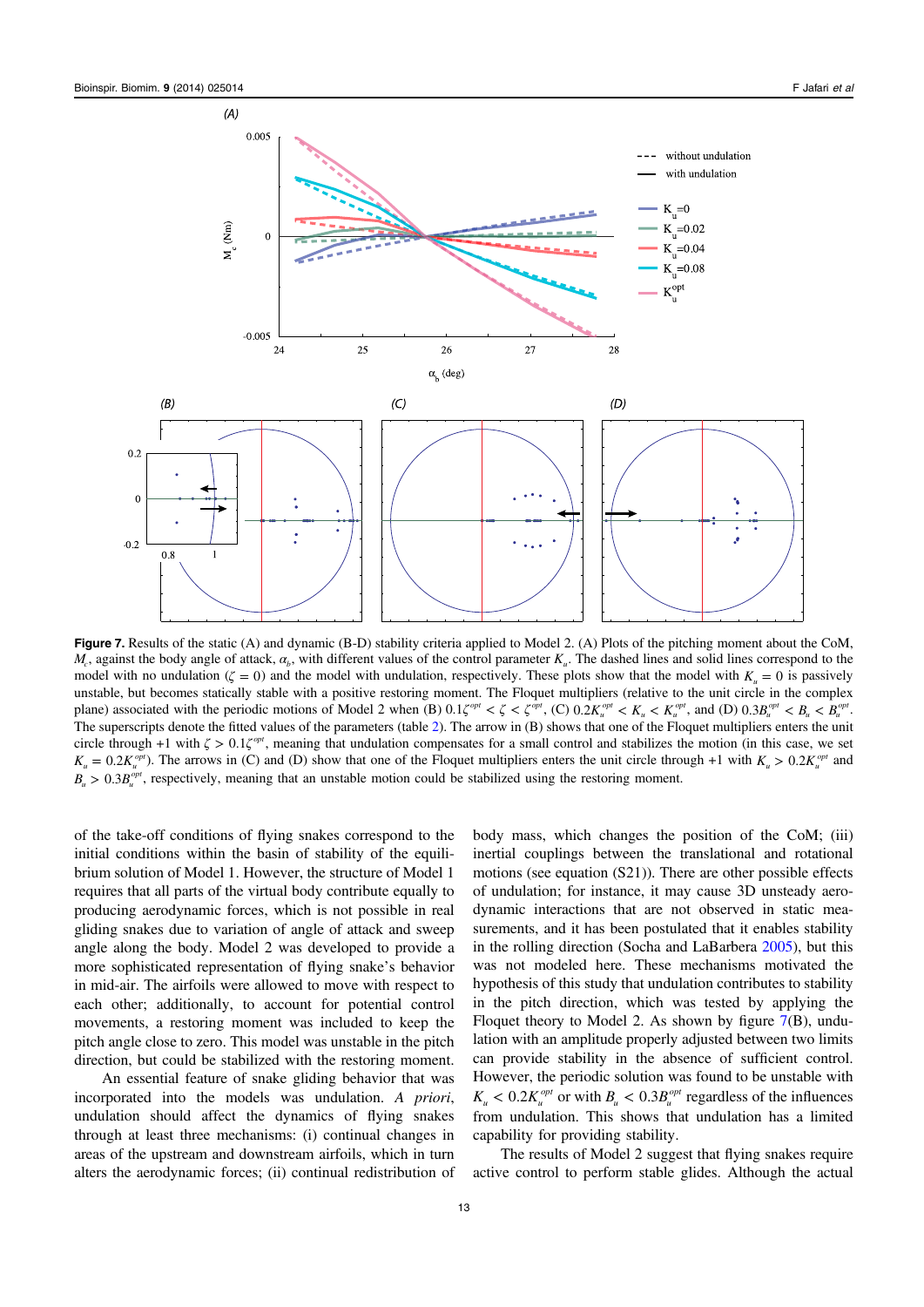**Figure 7.** Results of the static (A) and dynamic (B-D) stability criteria applied to Model 2. (A) Plots of the pitching moment about the CoM, $M_c$, against the body angle of attack, $\alpha_b$, with different values of the control parameter $K_u$. The dashed lines and solid lines correspond to the model with no undulation ($\zeta = 0$) and the model with undulation, respectively. These plots show that the model with $K_u = 0$ is passively unstable, but becomes statically stable with a positive restoring moment. The Floquet multipliers (relative to the unit circle in the complex plane) associated with the periodic motions of Model 2 when (B) $0.1\zeta^{opt} < \zeta < \zeta^{opt}$, (C) $0.2K_u^{opt} < K_u < K_u^{opt}$, and (D) $0.3B_u^{opt} < B_u < B_u^{opt}$. The superscripts denote the fitted values of the parameters (table 2). The arrow in (B) shows that one of the Floquet multipliers enters the unit circle through +1 with $\zeta > 0.1\zeta^{opt}$, meaning that undulation compensates for a small control and stabilizes the motion (in this case, we set $K_u = 0.2K_u^{opt}$). The arrows in (C) and (D) show that one of the Floquet multipliers enters the unit circle through +1 with $K_u > 0.2K_u^{opt}$ and $B_u > 0.3B_u^{opt}$, respectively, meaning that an unstable motion could be stabilized using the restoring moment.

of the take-off conditions of flying snakes correspond to the initial conditions within the basin of stability of the equilibrium solution of Model 1. However, the structure of Model 1 requires that all parts of the virtual body contribute equally to producing aerodynamic forces, which is not possible in real gliding snakes due to variation of angle of attack and sweep angle along the body. Model 2 was developed to provide a more sophisticated representation of flying snake's behavior in mid-air. The airfoils were allowed to move with respect to each other; additionally, to account for potential control movements, a restoring moment was included to keep the pitch angle close to zero. This model was unstable in the pitch direction, but could be stabilized with the restoring moment.

An essential feature of snake gliding behavior that was incorporated into the models was undulation. *A priori*, undulation should affect the dynamics of flying snakes through at least three mechanisms: (i) continual changes in areas of the upstream and downstream airfoils, which in turn alters the aerodynamic forces; (ii) continual redistribution of body mass, which changes the position of the CoM; (iii) inertial couplings between the translational and rotational motions (see equation (S21)). There are other possible effects of undulation; for instance, it may cause 3D unsteady aerodynamic interactions that are not observed in static measurements, and it has been postulated that it enables stability in the rolling direction (Socha and LaBarbera 2005), but this was not modeled here. These mechanisms motivated the hypothesis of this study that undulation contributes to stability in the pitch direction, which was tested by applying the Floquet theory to Model 2. As shown by figure 7(B), undulation with an amplitude properly adjusted between two limits can provide stability in the absence of sufficient control. However, the periodic solution was found to be unstable with $K_u < 0.2K_u^{opt}$ or with $B_u < 0.3B_u^{opt}$ regardless of the influences from undulation. This shows that undulation has a limited capability for providing stability.

The results of Model 2 suggest that flying snakes require active control to perform stable glides. Although the actual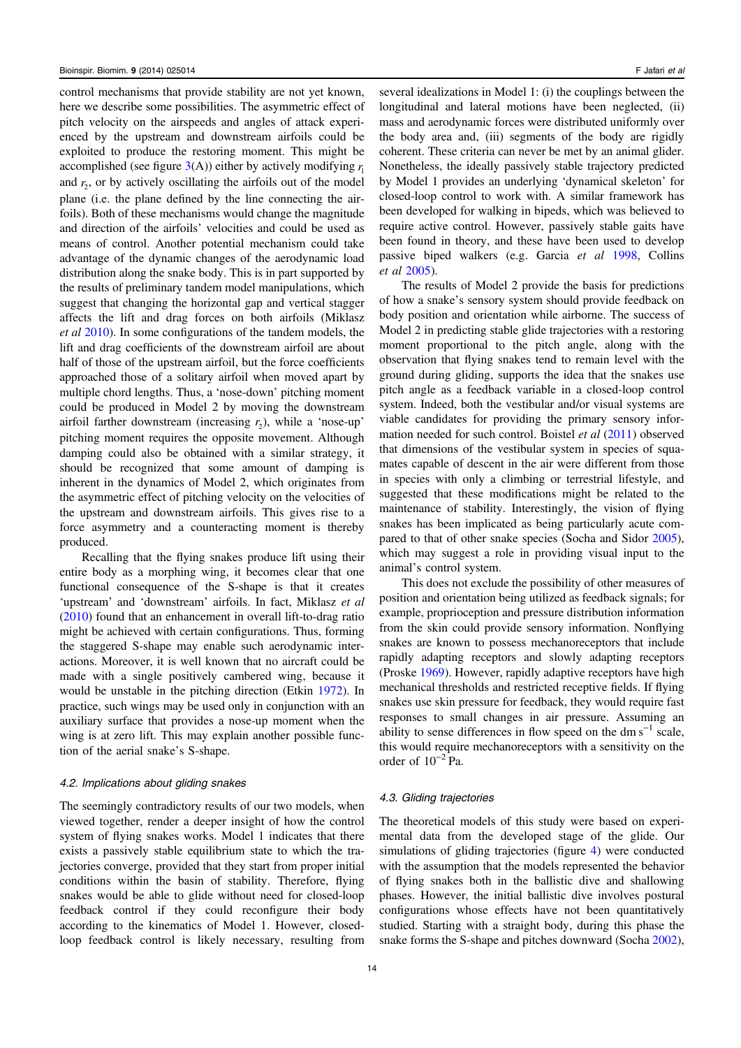control mechanisms that provide stability are not yet known, here we describe some possibilities. The asymmetric effect of pitch velocity on the airspeeds and angles of attack experienced by the upstream and downstream airfoils could be exploited to produce the restoring moment. This might be accomplished (see figure 3(A)) either by actively modifying $r_1$ and $r_2$, or by actively oscillating the airfoils out of the model plane (i.e. the plane defined by the line connecting the airfoils). Both of these mechanisms would change the magnitude and direction of the airfoils' velocities and could be used as means of control. Another potential mechanism could take advantage of the dynamic changes of the aerodynamic load distribution along the snake body. This is in part supported by the results of preliminary tandem model manipulations, which suggest that changing the horizontal gap and vertical stagger affects the lift and drag forces on both airfoils (Miklasz *et al* 2010). In some configurations of the tandem models, the lift and drag coefficients of the downstream airfoil are about half of those of the upstream airfoil, but the force coefficients approached those of a solitary airfoil when moved apart by multiple chord lengths. Thus, a 'nose-down' pitching moment could be produced in Model 2 by moving the downstream airfoil farther downstream (increasing $r_2$), while a 'nose-up' pitching moment requires the opposite movement. Although damping could also be obtained with a similar strategy, it should be recognized that some amount of damping is inherent in the dynamics of Model 2, which originates from the asymmetric effect of pitching velocity on the velocities of the upstream and downstream airfoils. This gives rise to a force asymmetry and a counteracting moment is thereby produced.

Recalling that the flying snakes produce lift using their entire body as a morphing wing, it becomes clear that one functional consequence of the S-shape is that it creates 'upstream' and 'downstream' airfoils. In fact, Miklasz *et al* (2010) found that an enhancement in overall lift-to-drag ratio might be achieved with certain configurations. Thus, forming the staggered S-shape may enable such aerodynamic interactions. Moreover, it is well known that no aircraft could be made with a single positively cambered wing, because it would be unstable in the pitching direction (Etkin 1972). In practice, such wings may be used only in conjunction with an auxiliary surface that provides a nose-up moment when the wing is at zero lift. This may explain another possible function of the aerial snake's S-shape.

### *4.2. Implications about gliding snakes*

The seemingly contradictory results of our two models, when viewed together, render a deeper insight of how the control system of flying snakes works. Model 1 indicates that there exists a passively stable equilibrium state to which the trajectories converge, provided that they start from proper initial conditions within the basin of stability. Therefore, flying snakes would be able to glide without need for closed-loop feedback control if they could reconfigure their body according to the kinematics of Model 1. However, closed-loop feedback control is likely necessary, resulting from several idealizations in Model 1: (i) the couplings between the longitudinal and lateral motions have been neglected, (ii) mass and aerodynamic forces were distributed uniformly over the body area and, (iii) segments of the body are rigidly coherent. These criteria can never be met by an animal glider. Nonetheless, the ideally passively stable trajectory predicted by Model 1 provides an underlying 'dynamical skeleton' for closed-loop control to work with. A similar framework has been developed for walking in bipeds, which was believed to require active control. However, passively stable gaits have been found in theory, and these have been used to develop passive biped walkers (e.g. Garcia *et al* 1998, Collins *et al* 2005).

The results of Model 2 provide the basis for predictions of how a snake's sensory system should provide feedback on body position and orientation while airborne. The success of Model 2 in predicting stable glide trajectories with a restoring moment proportional to the pitch angle, along with the observation that flying snakes tend to remain level with the ground during gliding, supports the idea that the snakes use pitch angle as a feedback variable in a closed-loop control system. Indeed, both the vestibular and/or visual systems are viable candidates for providing the primary sensory information needed for such control. Boistel *et al* (2011) observed that dimensions of the vestibular system in species of squamates capable of descent in the air were different from those in species with only a climbing or terrestrial lifestyle, and suggested that these modifications might be related to the maintenance of stability. Interestingly, the vision of flying snakes has been implicated as being particularly acute compared to that of other snake species (Socha and Sidor 2005), which may suggest a role in providing visual input to the animal's control system.

This does not exclude the possibility of other measures of position and orientation being utilized as feedback signals; for example, proprioception and pressure distribution information from the skin could provide sensory information. Nonflying snakes are known to possess mechanoreceptors that include rapidly adapting receptors and slowly adapting receptors (Proske 1969). However, rapidly adaptive receptors have high mechanical thresholds and restricted receptive fields. If flying snakes use skin pressure for feedback, they would require fast responses to small changes in air pressure. Assuming an ability to sense differences in flow speed on the dm $s^{-1}$ scale, this would require mechanoreceptors with a sensitivity on the order of $10^{-2}$ Pa.

### *4.3. Gliding trajectories*

The theoretical models of this study were based on experimental data from the developed stage of the glide. Our simulations of gliding trajectories (figure 4) were conducted with the assumption that the models represented the behavior of flying snakes both in the ballistic dive and shallowing phases. However, the initial ballistic dive involves postural configurations whose effects have not been quantitatively studied. Starting with a straight body, during this phase the snake forms the S-shape and pitches downward (Socha 2002),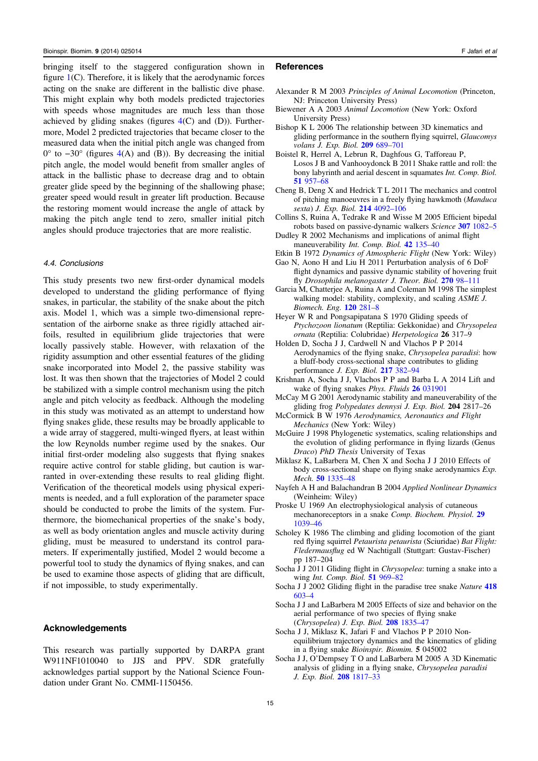bringing itself to the staggered configuration shown in figure 1(C). Therefore, it is likely that the aerodynamic forces acting on the snake are different in the ballistic dive phase. This might explain why both models predicted trajectories with speeds whose magnitudes are much less than those achieved by gliding snakes (figures 4(C) and (D)). Furthermore, Model 2 predicted trajectories that became closer to the measured data when the initial pitch angle was changed from 0° to −30° (figures 4(A) and (B)). By decreasing the initial pitch angle, the model would benefit from smaller angles of attack in the ballistic phase to decrease drag and to obtain greater glide speed by the beginning of the shallowing phase; greater speed would result in greater lift production. Because the restoring moment would increase the angle of attack by making the pitch angle tend to zero, smaller initial pitch angles should produce trajectories that are more realistic.

### 4.4. Conclusions

This study presents two new first-order dynamical models developed to understand the gliding performance of flying snakes, in particular, the stability of the snake about the pitch axis. Model 1, which was a simple two-dimensional representation of the airborne snake as three rigidly attached airfoils, resulted in equilibrium glide trajectories that were locally passively stable. However, with relaxation of the rigidity assumption and other essential features of the gliding snake incorporated into Model 2, the passive stability was lost. It was then shown that the trajectories of Model 2 could be stabilized with a simple control mechanism using the pitch angle and pitch velocity as feedback. Although the modeling in this study was motivated as an attempt to understand how flying snakes glide, these results may be broadly applicable to a wide array of staggered, multi-winged flyers, at least within the low Reynolds number regime used by the snakes. Our initial first-order modeling also suggests that flying snakes require active control for stable gliding, but caution is warranted in over-extending these results to real gliding flight. Verification of the theoretical models using physical experiments is needed, and a full exploration of the parameter space should be conducted to probe the limits of the system. Furthermore, the biomechanical properties of the snake's body, as well as body orientation angles and muscle activity during gliding, must be measured to understand its control parameters. If experimentally justified, Model 2 would become a powerful tool to study the dynamics of flying snakes, and can be used to examine those aspects of gliding that are difficult, if not impossible, to study experimentally.

## Acknowledgements

This research was partially supported by DARPA grant W911NF1010040 to JJS and PPV. SDR gratefully acknowledges partial support by the National Science Foundation under Grant No. CMMI-1150456.

## References

Alexander R M 2003 *Principles of Animal Locomotion* (Princeton, NJ: Princeton University Press)

Biewener A A 2003 *Animal Locomotion* (New York: Oxford University Press)

Bishop K L 2006 The relationship between 3D kinematics and gliding performance in the southern flying squirrel, *Glaucomys volans J. Exp. Biol.* **209** 689–701

Boistel R, Herrel A, Lebrun R, Daghfous G, Tafforeau P, Losos J B and Vanhooydonck B 2011 Shake rattle and roll: the bony labyrinth and aerial descent in squamates *Int. Comp. Biol.* **51** 957–68

Cheng B, Deng X and Hedrick T L 2011 The mechanics and control of pitching manoeuvres in a freely flying hawkmoth (*Manduca sexta*) *J. Exp. Biol.* **214** 4092–106

Collins S, Ruina A, Tedrake R and Wisse M 2005 Efficient bipedal robots based on passive-dynamic walkers *Science* **307** 1082–5

Dudley R 2002 Mechanisms and implications of animal flight maneuverability *Int. Comp. Biol.* **42** 135–40

Etkin B 1972 *Dynamics of Atmospheric Flight* (New York: Wiley)

Gao N, Aono H and Liu H 2011 Perturbation analysis of 6 DoF flight dynamics and passive dynamic stability of hovering fruit fly *Drosophila melanogaster J. Theor. Biol.* **270** 98–111

Garcia M, Chatterjee A, Ruina A and Coleman M 1998 The simplest walking model: stability, complexity, and scaling *ASME J. Biomech. Eng.* **120** 281–8

Heyer W R and Pongsapipatana S 1970 Gliding speeds of *Ptychozoon lionatum* (Reptilia: Gekkonidae) and *Chrysopelea ornata* (Reptilia: Colubridae) *Herpetologica* **26** 317–9

Holden D, Socha J J, Cardwell N and Vlachos P P 2014 Aerodynamics of the flying snake, *Chrysopelea paradisi*: how a bluff-body cross-sectional shape contributes to gliding performance *J. Exp. Biol.* **217** 382–94

Krishnan A, Socha J J, Vlachos P P and Barba L A 2014 Lift and wake of flying snakes *Phys. Fluids* **26** 031901

McCay M G 2001 Aerodynamic stability and maneuverability of the gliding frog *Polypedates dennysi J. Exp. Biol.* **204** 2817–26

McCormick B W 1976 *Aerodynamics, Aeronautics and Flight Mechanics* (New York: Wiley)

McGuire J 1998 Phylogenetic systematics, scaling relationships and the evolution of gliding performance in flying lizards (Genus *Draco*) *PhD Thesis* University of Texas

Miklasz K, LaBarbera M, Chen X and Socha J J 2010 Effects of body cross-sectional shape on flying snake aerodynamics *Exp. Mech.* **50** 1335–48

Nayfeh A H and Balachandran B 2004 *Applied Nonlinear Dynamics* (Weinheim: Wiley)

Proske U 1969 An electrophysiological analysis of cutaneous mechanoreceptors in a snake *Comp. Biochem. Physiol.* **29** 1039–46

Scholey K 1986 The climbing and gliding locomotion of the giant red flying squirrel *Petaurista petaurista* (Sciuridae) *Bat Flight: Fledermausflug* ed W Nachtigall (Stuttgart: Gustav-Fischer) pp 187–204

Socha J J 2011 Gliding flight in *Chrysopelea*: turning a snake into a wing *Int. Comp. Biol.* **51** 969–82

Socha J J 2002 Gliding flight in the paradise tree snake *Nature* **418** 603–4

Socha J J and LaBarbera M 2005 Effects of size and behavior on the aerial performance of two species of flying snake (*Chrysopelea*) *J. Exp. Biol.* **208** 1835–47

Socha J J, Miklasz K, Jafari F and Vlachos P P 2010 Non-equilibrium trajectory dynamics and the kinematics of gliding in a flying snake *Bioinspir. Biomim.* **5** 045002

Socha J J, O'Dempsey T O and LaBarbera M 2005 A 3D Kinematic analysis of gliding in a flying snake, *Chrysopelea paradisi J. Exp. Biol.* **208** 1817–33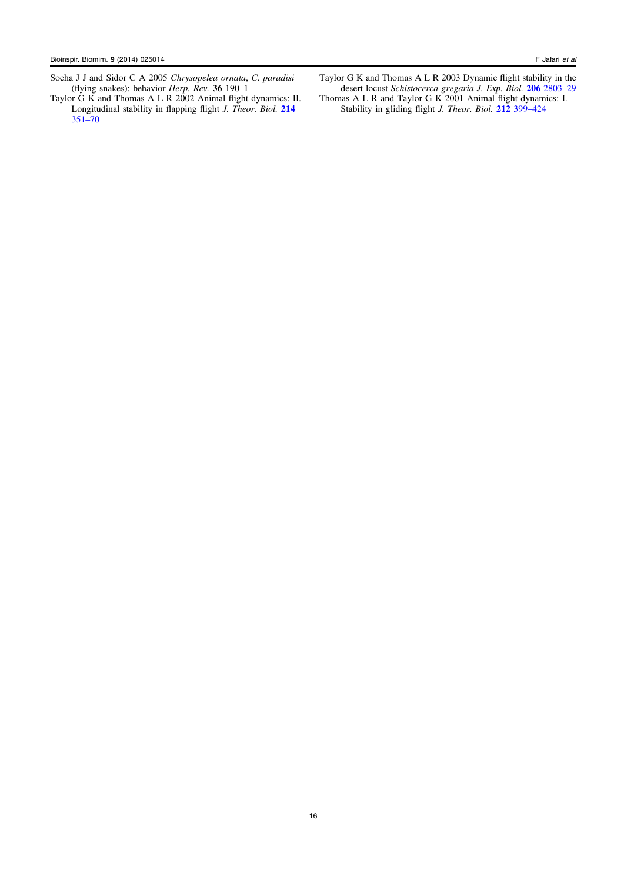Socha J J and Sidor C A 2005 *Chrysopelea ornata*, *C. paradisi* (flying snakes): behavior *Herp. Rev.* **36** 190–1

Taylor G K and Thomas A L R 2002 Animal flight dynamics: II. Longitudinal stability in flapping flight *J. Theor. Biol.* **214** 351–70

Taylor G K and Thomas A L R 2003 Dynamic flight stability in the desert locust *Schistocerca gregaria J. Exp. Biol.* **206** 2803–29

Thomas A L R and Taylor G K 2001 Animal flight dynamics: I. Stability in gliding flight *J. Theor. Biol.* **212** 399–424